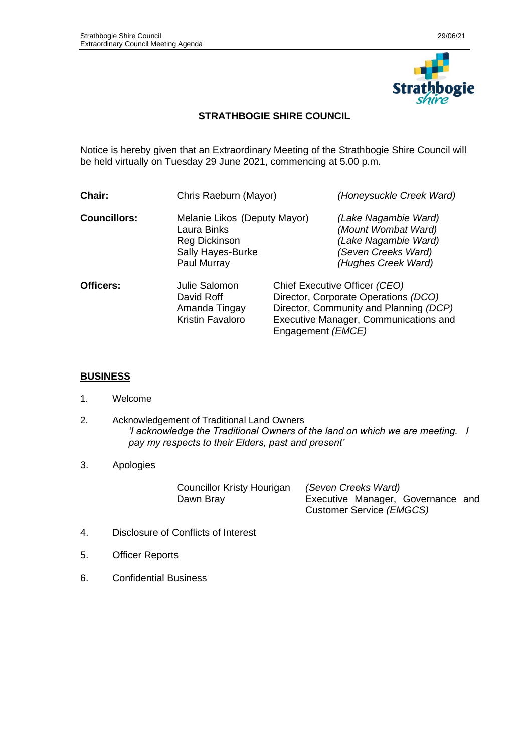# STRATHBOGIE SHIRE COUNCIL

Notice is hereby given that an Extraordinary Meeting of the Strathbogie Shire Council will be held virtually on Tuesday 29 June 2021, commencing at 5.00 p.m.

| | | |
|---|---|---|
| **Chair:** | Chris Raeburn (Mayor) | *(Honeysuckle Creek Ward)* |
| **Councillors:** | Melanie Likos (Deputy Mayor) | *(Lake Nagambie Ward)* |
| | Laura Binks | *(Mount Wombat Ward)* |
| | Reg Dickinson | *(Lake Nagambie Ward)* |
| | Sally Hayes-Burke | *(Seven Creeks Ward)* |
| | Paul Murray | *(Hughes Creek Ward)* |
| **Officers:** | Julie Salomon | Chief Executive Officer *(CEO)* |
| | David Roff | Director, Corporate Operations *(DCO)* |
| | Amanda Tingay | Director, Community and Planning *(DCP)* |
| | Kristin Favaloro | Executive Manager, Communications and Engagement *(EMCE)* |

## BUSINESS

1. Welcome

2. Acknowledgement of Traditional Land Owners
   *'I acknowledge the Traditional Owners of the land on which we are meeting. I pay my respects to their Elders, past and present'*

3. Apologies

| | |
|---|---|
| Councillor Kristy Hourigan | *(Seven Creeks Ward)* |
| Dawn Bray | Executive Manager, Governance and Customer Service *(EMGCS)* |

4. Disclosure of Conflicts of Interest

5. Officer Reports

6. Confidential Business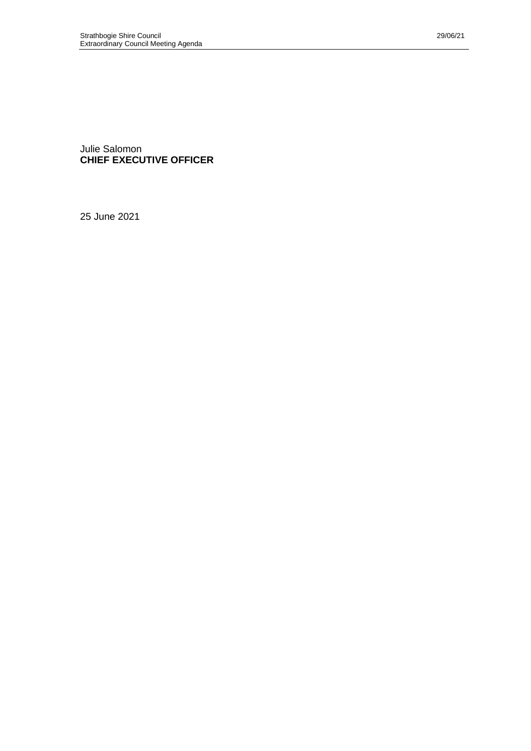Julie Salomon
**CHIEF EXECUTIVE OFFICER**

25 June 2021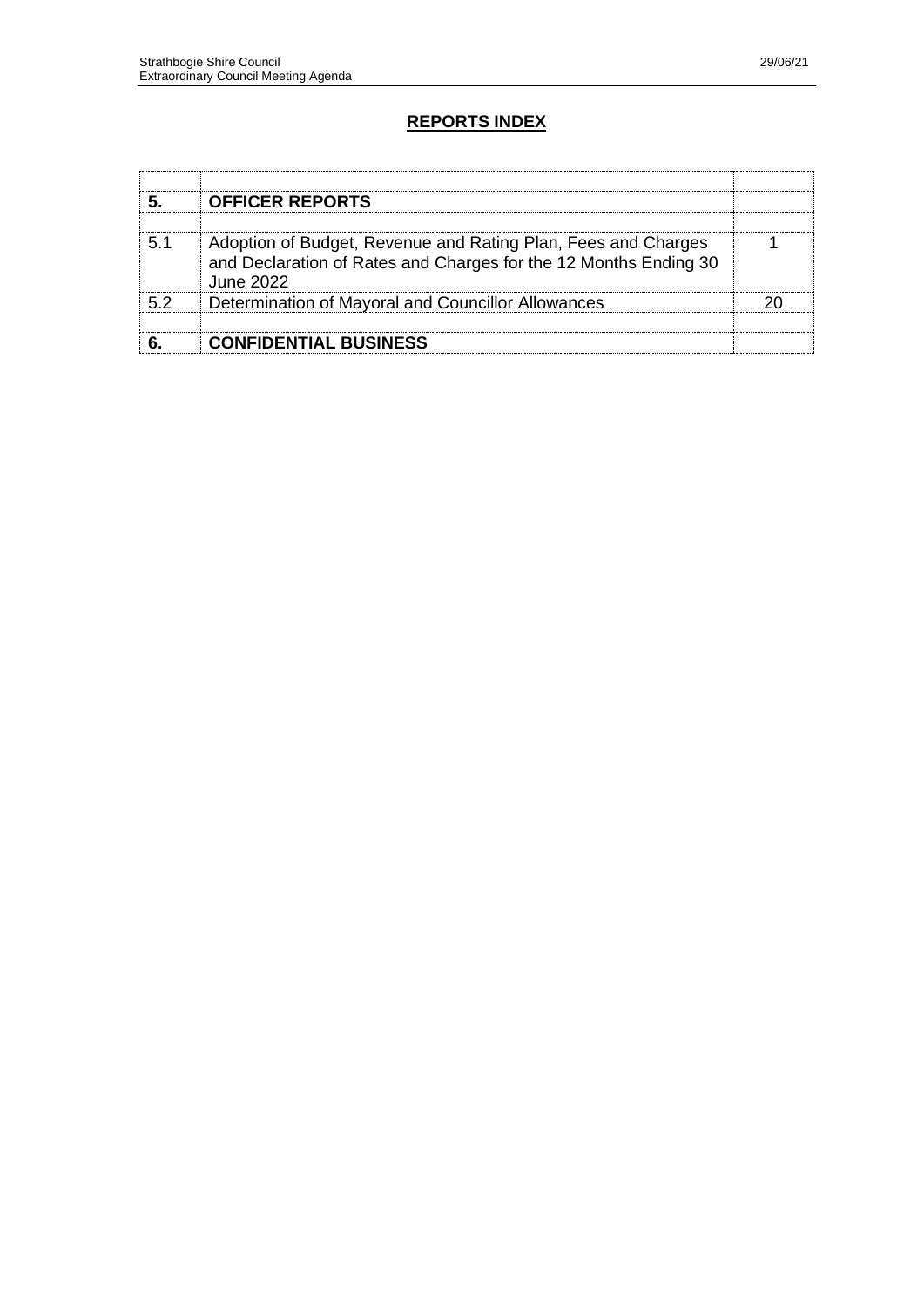## REPORTS INDEX

| | | |
|---|---|---|
| **5.** | **OFFICER REPORTS** | |
| | | |
| 5.1 | Adoption of Budget, Revenue and Rating Plan, Fees and Charges and Declaration of Rates and Charges for the 12 Months Ending 30 June 2022 | 1 |
| 5.2 | Determination of Mayoral and Councillor Allowances | 20 |
| | | |
| **6.** | **CONFIDENTIAL BUSINESS** | |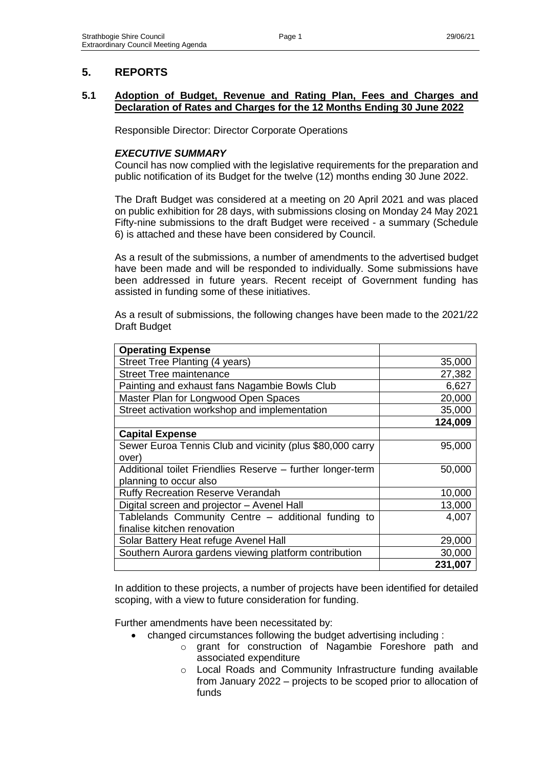## 5. REPORTS

### 5.1 Adoption of Budget, Revenue and Rating Plan, Fees and Charges and Declaration of Rates and Charges for the 12 Months Ending 30 June 2022

Responsible Director: Director Corporate Operations

***EXECUTIVE SUMMARY***

Council has now complied with the legislative requirements for the preparation and public notification of its Budget for the twelve (12) months ending 30 June 2022.

The Draft Budget was considered at a meeting on 20 April 2021 and was placed on public exhibition for 28 days, with submissions closing on Monday 24 May 2021 Fifty-nine submissions to the draft Budget were received - a summary (Schedule 6) is attached and these have been considered by Council.

As a result of the submissions, a number of amendments to the advertised budget have been made and will be responded to individually. Some submissions have been addressed in future years. Recent receipt of Government funding has assisted in funding some of these initiatives.

As a result of submissions, the following changes have been made to the 2021/22 Draft Budget

| **Operating Expense** | |
|---|---|
| Street Tree Planting (4 years) | 35,000 |
| Street Tree maintenance | 27,382 |
| Painting and exhaust fans Nagambie Bowls Club | 6,627 |
| Master Plan for Longwood Open Spaces | 20,000 |
| Street activation workshop and implementation | 35,000 |
| | **124,009** |
| **Capital Expense** | |
| Sewer Euroa Tennis Club and vicinity (plus $80,000 carry over) | 95,000 |
| Additional toilet Friendlies Reserve – further longer-term planning to occur also | 50,000 |
| Ruffy Recreation Reserve Verandah | 10,000 |
| Digital screen and projector – Avenel Hall | 13,000 |
| Tablelands Community Centre – additional funding to finalise kitchen renovation | 4,007 |
| Solar Battery Heat refuge Avenel Hall | 29,000 |
| Southern Aurora gardens viewing platform contribution | 30,000 |
| | **231,007** |

In addition to these projects, a number of projects have been identified for detailed scoping, with a view to future consideration for funding.

Further amendments have been necessitated by:

- changed circumstances following the budget advertising including :
  - grant for construction of Nagambie Foreshore path and associated expenditure
  - Local Roads and Community Infrastructure funding available from January 2022 – projects to be scoped prior to allocation of funds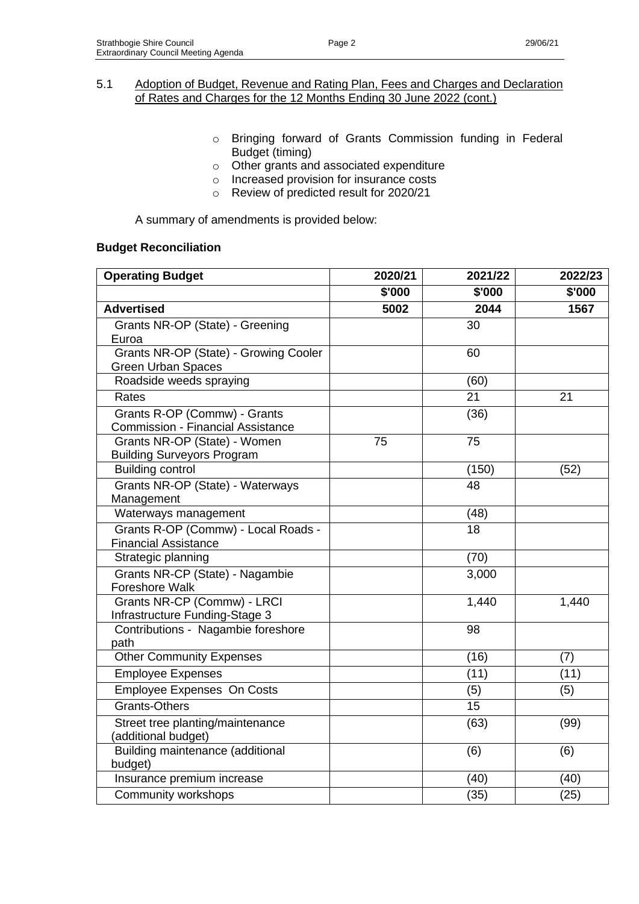## 5.1 Adoption of Budget, Revenue and Rating Plan, Fees and Charges and Declaration of Rates and Charges for the 12 Months Ending 30 June 2022 (cont.)

- Bringing forward of Grants Commission funding in Federal Budget (timing)
- Other grants and associated expenditure
- Increased provision for insurance costs
- Review of predicted result for 2020/21

A summary of amendments is provided below:

**Budget Reconciliation**

| **Operating Budget** | **2020/21** | **2021/22** | **2022/23** |
|---|---|---|---|
| | **$'000** | **$'000** | **$'000** |
| **Advertised** | **5002** | **2044** | **1567** |
| Grants NR-OP (State) - Greening Euroa | | 30 | |
| Grants NR-OP (State) - Growing Cooler Green Urban Spaces | | 60 | |
| Roadside weeds spraying | | (60) | |
| Rates | | 21 | 21 |
| Grants R-OP (Commw) - Grants Commission - Financial Assistance | | (36) | |
| Grants NR-OP (State) - Women Building Surveyors Program | 75 | 75 | |
| Building control | | (150) | (52) |
| Grants NR-OP (State) - Waterways Management | | 48 | |
| Waterways management | | (48) | |
| Grants R-OP (Commw) - Local Roads - Financial Assistance | | 18 | |
| Strategic planning | | (70) | |
| Grants NR-CP (State) - Nagambie Foreshore Walk | | 3,000 | |
| Grants NR-CP (Commw) - LRCI Infrastructure Funding-Stage 3 | | 1,440 | 1,440 |
| Contributions - Nagambie foreshore path | | 98 | |
| Other Community Expenses | | (16) | (7) |
| Employee Expenses | | (11) | (11) |
| Employee Expenses On Costs | | (5) | (5) |
| Grants-Others | | 15 | |
| Street tree planting/maintenance (additional budget) | | (63) | (99) |
| Building maintenance (additional budget) | | (6) | (6) |
| Insurance premium increase | | (40) | (40) |
| Community workshops | | (35) | (25) |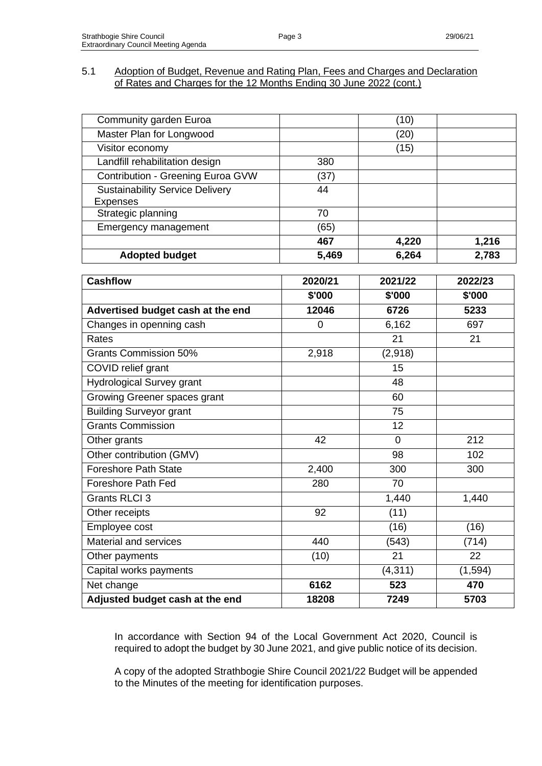5.1 Adoption of Budget, Revenue and Rating Plan, Fees and Charges and Declaration of Rates and Charges for the 12 Months Ending 30 June 2022 (cont.)

| | | | |
|---|---|---|---|
| Community garden Euroa | | (10) | |
| Master Plan for Longwood | | (20) | |
| Visitor economy | | (15) | |
| Landfill rehabilitation design | 380 | | |
| Contribution - Greening Euroa GVW | (37) | | |
| Sustainability Service Delivery Expenses | 44 | | |
| Strategic planning | 70 | | |
| Emergency management | (65) | | |
| | **467** | **4,220** | **1,216** |
| **Adopted budget** | **5,469** | **6,264** | **2,783** |

| **Cashflow** | **2020/21** | **2021/22** | **2022/23** |
|---|---|---|---|
| | **$'000** | **$'000** | **$'000** |
| **Advertised budget cash at the end** | **12046** | **6726** | **5233** |
| Changes in openning cash | 0 | 6,162 | 697 |
| Rates | | 21 | 21 |
| Grants Commission 50% | 2,918 | (2,918) | |
| COVID relief grant | | 15 | |
| Hydrological Survey grant | | 48 | |
| Growing Greener spaces grant | | 60 | |
| Building Surveyor grant | | 75 | |
| Grants Commission | | 12 | |
| Other grants | 42 | 0 | 212 |
| Other contribution (GMV) | | 98 | 102 |
| Foreshore Path State | 2,400 | 300 | 300 |
| Foreshore Path Fed | 280 | 70 | |
| Grants RLCI 3 | | 1,440 | 1,440 |
| Other receipts | 92 | (11) | |
| Employee cost | | (16) | (16) |
| Material and services | 440 | (543) | (714) |
| Other payments | (10) | 21 | 22 |
| Capital works payments | | (4,311) | (1,594) |
| Net change | **6162** | **523** | **470** |
| **Adjusted budget cash at the end** | **18208** | **7249** | **5703** |

In accordance with Section 94 of the Local Government Act 2020, Council is required to adopt the budget by 30 June 2021, and give public notice of its decision.

A copy of the adopted Strathbogie Shire Council 2021/22 Budget will be appended to the Minutes of the meeting for identification purposes.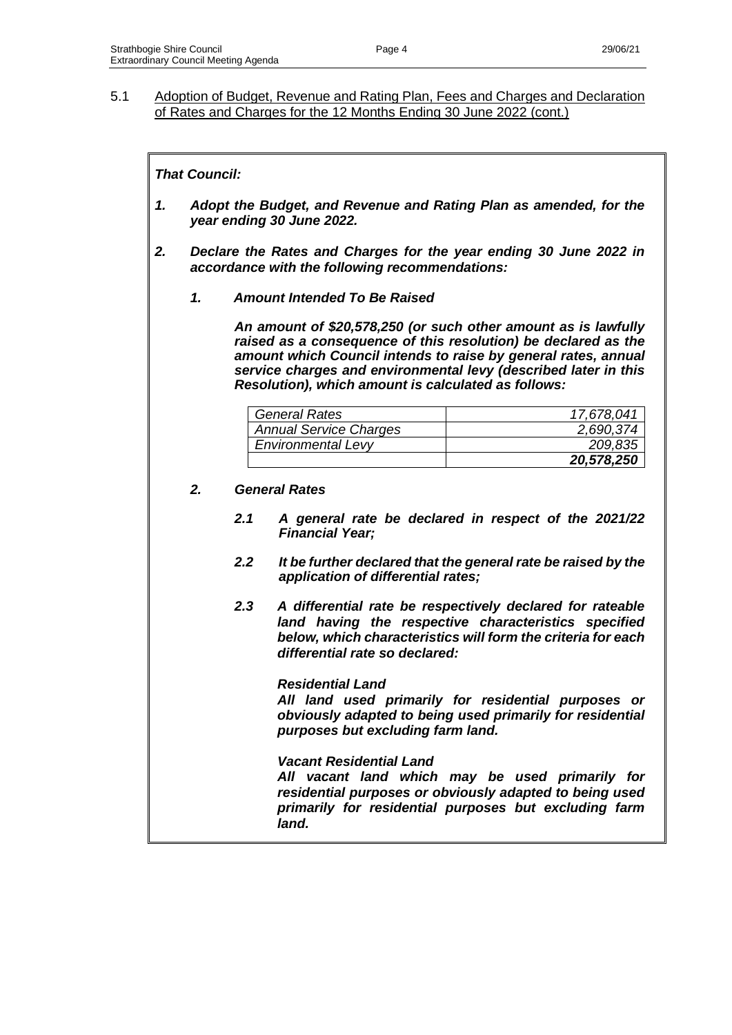5.1 Adoption of Budget, Revenue and Rating Plan, Fees and Charges and Declaration of Rates and Charges for the 12 Months Ending 30 June 2022 (cont.)

***That Council:***

***1. Adopt the Budget, and Revenue and Rating Plan as amended, for the year ending 30 June 2022.***

***2. Declare the Rates and Charges for the year ending 30 June 2022 in accordance with the following recommendations:***

***1. Amount Intended To Be Raised***

***An amount of $20,578,250 (or such other amount as is lawfully raised as a consequence of this resolution) be declared as the amount which Council intends to raise by general rates, annual service charges and environmental levy (described later in this Resolution), which amount is calculated as follows:***

| | |
|---|---:|
| *General Rates* | *17,678,041* |
| *Annual Service Charges* | *2,690,374* |
| *Environmental Levy* | *209,835* |
| | ***20,578,250*** |

***2. General Rates***

***2.1 A general rate be declared in respect of the 2021/22 Financial Year;***

***2.2 It be further declared that the general rate be raised by the application of differential rates;***

***2.3 A differential rate be respectively declared for rateable land having the respective characteristics specified below, which characteristics will form the criteria for each differential rate so declared:***

***Residential Land***
***All land used primarily for residential purposes or obviously adapted to being used primarily for residential purposes but excluding farm land.***

***Vacant Residential Land***
***All vacant land which may be used primarily for residential purposes or obviously adapted to being used primarily for residential purposes but excluding farm land.***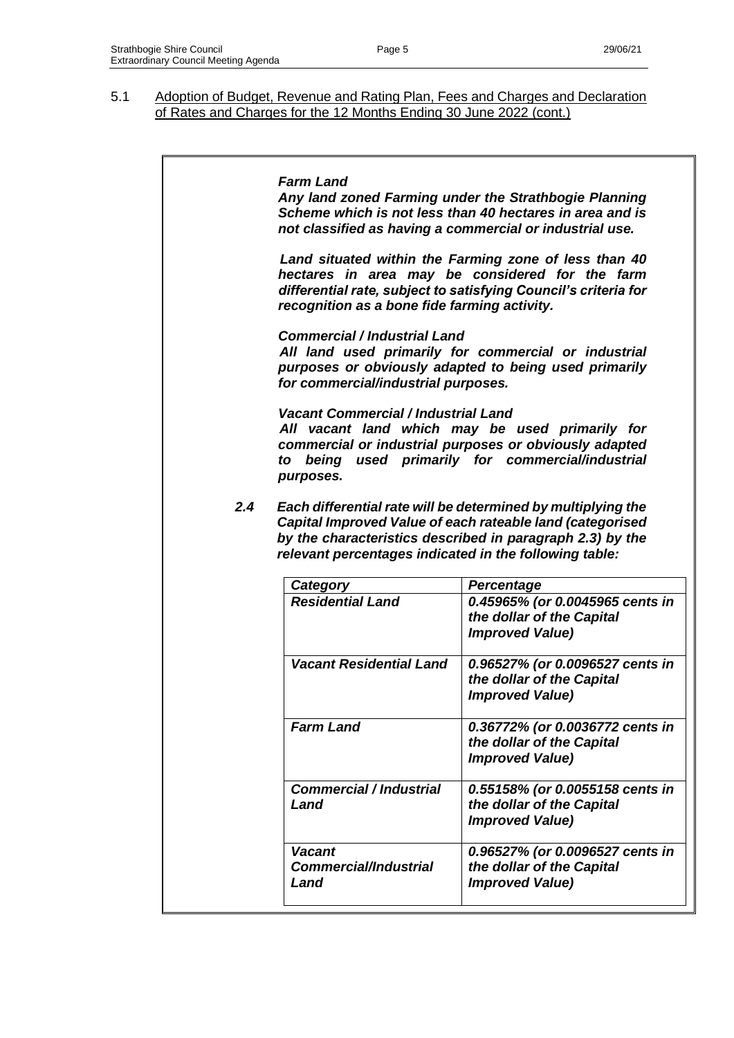5.1 Adoption of Budget, Revenue and Rating Plan, Fees and Charges and Declaration of Rates and Charges for the 12 Months Ending 30 June 2022 (cont.)

***Farm Land***
***Any land zoned Farming under the Strathbogie Planning Scheme which is not less than 40 hectares in area and is not classified as having a commercial or industrial use.***

***Land situated within the Farming zone of less than 40 hectares in area may be considered for the farm differential rate, subject to satisfying Council's criteria for recognition as a bone fide farming activity.***

***Commercial / Industrial Land***
***All land used primarily for commercial or industrial purposes or obviously adapted to being used primarily for commercial/industrial purposes.***

***Vacant Commercial / Industrial Land***
***All vacant land which may be used primarily for commercial or industrial purposes or obviously adapted to being used primarily for commercial/industrial purposes.***

***2.4 Each differential rate will be determined by multiplying the Capital Improved Value of each rateable land (categorised by the characteristics described in paragraph 2.3) by the relevant percentages indicated in the following table:***

| ***Category*** | ***Percentage*** |
|---|---|
| ***Residential Land*** | ***0.45965% (or 0.0045965 cents in the dollar of the Capital Improved Value)*** |
| ***Vacant Residential Land*** | ***0.96527% (or 0.0096527 cents in the dollar of the Capital Improved Value)*** |
| ***Farm Land*** | ***0.36772% (or 0.0036772 cents in the dollar of the Capital Improved Value)*** |
| ***Commercial / Industrial Land*** | ***0.55158% (or 0.0055158 cents in the dollar of the Capital Improved Value)*** |
| ***Vacant Commercial/Industrial Land*** | ***0.96527% (or 0.0096527 cents in the dollar of the Capital Improved Value)*** |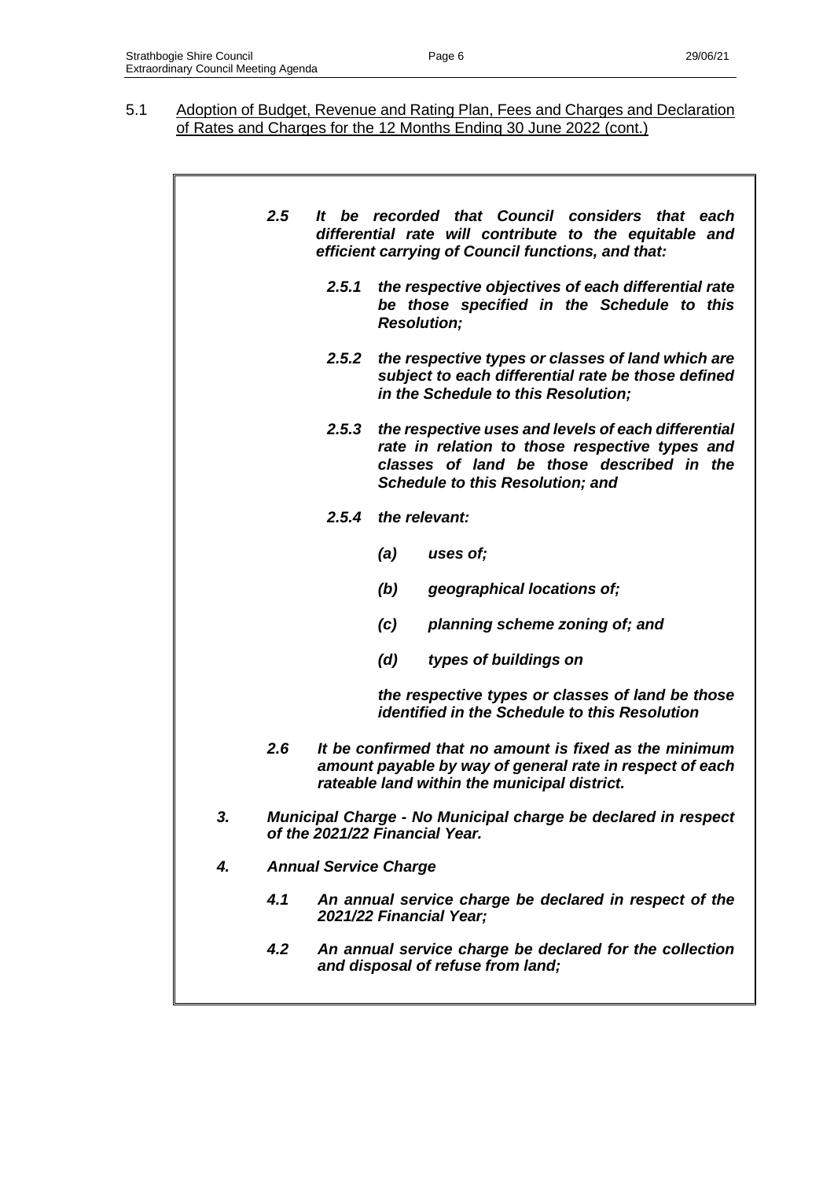5.1 Adoption of Budget, Revenue and Rating Plan, Fees and Charges and Declaration of Rates and Charges for the 12 Months Ending 30 June 2022 (cont.)

***2.5 It be recorded that Council considers that each differential rate will contribute to the equitable and efficient carrying of Council functions, and that:***

***2.5.1 the respective objectives of each differential rate be those specified in the Schedule to this Resolution;***

***2.5.2 the respective types or classes of land which are subject to each differential rate be those defined in the Schedule to this Resolution;***

***2.5.3 the respective uses and levels of each differential rate in relation to those respective types and classes of land be those described in the Schedule to this Resolution; and***

***2.5.4 the relevant:***

***(a) uses of;***

***(b) geographical locations of;***

***(c) planning scheme zoning of; and***

***(d) types of buildings on***

***the respective types or classes of land be those identified in the Schedule to this Resolution***

***2.6 It be confirmed that no amount is fixed as the minimum amount payable by way of general rate in respect of each rateable land within the municipal district.***

***3. Municipal Charge - No Municipal charge be declared in respect of the 2021/22 Financial Year.***

***4. Annual Service Charge***

***4.1 An annual service charge be declared in respect of the 2021/22 Financial Year;***

***4.2 An annual service charge be declared for the collection and disposal of refuse from land;***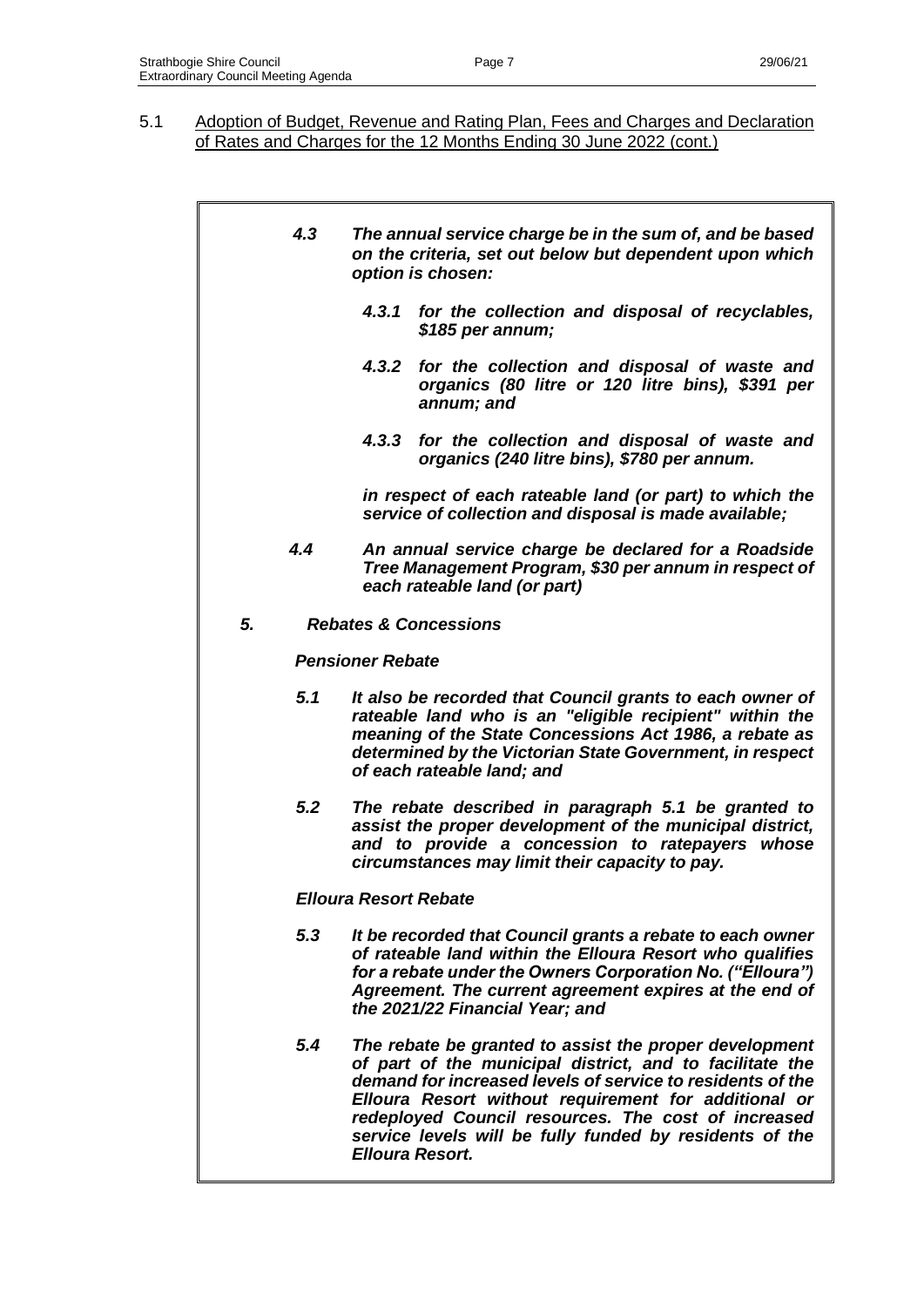5.1 Adoption of Budget, Revenue and Rating Plan, Fees and Charges and Declaration of Rates and Charges for the 12 Months Ending 30 June 2022 (cont.)

***4.3 The annual service charge be in the sum of, and be based on the criteria, set out below but dependent upon which option is chosen:***

***4.3.1 for the collection and disposal of recyclables, $185 per annum;***

***4.3.2 for the collection and disposal of waste and organics (80 litre or 120 litre bins), $391 per annum; and***

***4.3.3 for the collection and disposal of waste and organics (240 litre bins), $780 per annum.***

***in respect of each rateable land (or part) to which the service of collection and disposal is made available;***

***4.4 An annual service charge be declared for a Roadside Tree Management Program, $30 per annum in respect of each rateable land (or part)***

***5. Rebates & Concessions***

***Pensioner Rebate***

***5.1 It also be recorded that Council grants to each owner of rateable land who is an "eligible recipient" within the meaning of the State Concessions Act 1986, a rebate as determined by the Victorian State Government, in respect of each rateable land; and***

***5.2 The rebate described in paragraph 5.1 be granted to assist the proper development of the municipal district, and to provide a concession to ratepayers whose circumstances may limit their capacity to pay.***

***Elloura Resort Rebate***

***5.3 It be recorded that Council grants a rebate to each owner of rateable land within the Elloura Resort who qualifies for a rebate under the Owners Corporation No. ("Elloura") Agreement. The current agreement expires at the end of the 2021/22 Financial Year; and***

***5.4 The rebate be granted to assist the proper development of part of the municipal district, and to facilitate the demand for increased levels of service to residents of the Elloura Resort without requirement for additional or redeployed Council resources. The cost of increased service levels will be fully funded by residents of the Elloura Resort.***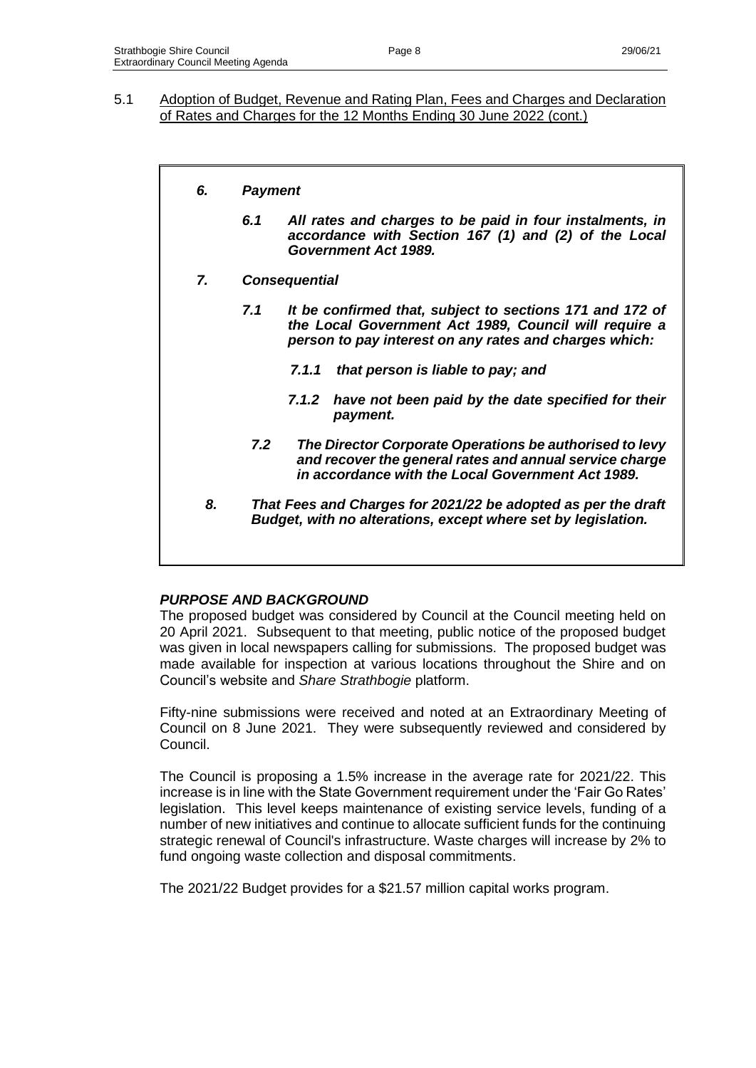5.1 Adoption of Budget, Revenue and Rating Plan, Fees and Charges and Declaration of Rates and Charges for the 12 Months Ending 30 June 2022 (cont.)

***6. Payment***

***6.1 All rates and charges to be paid in four instalments, in accordance with Section 167 (1) and (2) of the Local Government Act 1989.***

***7. Consequential***

***7.1 It be confirmed that, subject to sections 171 and 172 of the Local Government Act 1989, Council will require a person to pay interest on any rates and charges which:***

***7.1.1 that person is liable to pay; and***

***7.1.2 have not been paid by the date specified for their payment.***

***7.2 The Director Corporate Operations be authorised to levy and recover the general rates and annual service charge in accordance with the Local Government Act 1989.***

***8. That Fees and Charges for 2021/22 be adopted as per the draft Budget, with no alterations, except where set by legislation.***

***PURPOSE AND BACKGROUND***

The proposed budget was considered by Council at the Council meeting held on 20 April 2021. Subsequent to that meeting, public notice of the proposed budget was given in local newspapers calling for submissions. The proposed budget was made available for inspection at various locations throughout the Shire and on Council's website and *Share Strathbogie* platform.

Fifty-nine submissions were received and noted at an Extraordinary Meeting of Council on 8 June 2021. They were subsequently reviewed and considered by Council.

The Council is proposing a 1.5% increase in the average rate for 2021/22. This increase is in line with the State Government requirement under the 'Fair Go Rates' legislation. This level keeps maintenance of existing service levels, funding of a number of new initiatives and continue to allocate sufficient funds for the continuing strategic renewal of Council's infrastructure. Waste charges will increase by 2% to fund ongoing waste collection and disposal commitments.

The 2021/22 Budget provides for a $21.57 million capital works program.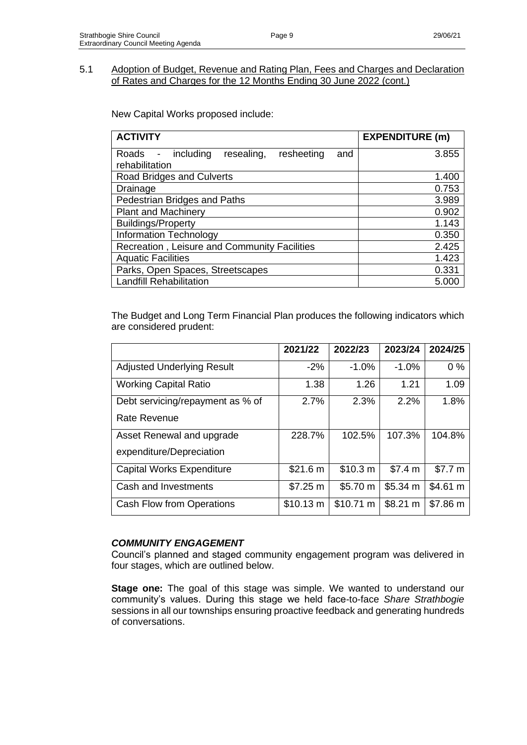5.1 Adoption of Budget, Revenue and Rating Plan, Fees and Charges and Declaration of Rates and Charges for the 12 Months Ending 30 June 2022 (cont.)

New Capital Works proposed include:

| ACTIVITY | EXPENDITURE (m) |
|---|---|
| Roads - including resealing, resheeting and rehabilitation | 3.855 |
| Road Bridges and Culverts | 1.400 |
| Drainage | 0.753 |
| Pedestrian Bridges and Paths | 3.989 |
| Plant and Machinery | 0.902 |
| Buildings/Property | 1.143 |
| Information Technology | 0.350 |
| Recreation , Leisure and Community Facilities | 2.425 |
| Aquatic Facilities | 1.423 |
| Parks, Open Spaces, Streetscapes | 0.331 |
| Landfill Rehabilitation | 5.000 |

The Budget and Long Term Financial Plan produces the following indicators which are considered prudent:

| | 2021/22 | 2022/23 | 2023/24 | 2024/25 |
|---|---|---|---|---|
| Adjusted Underlying Result | -2% | -1.0% | -1.0% | 0 % |
| Working Capital Ratio | 1.38 | 1.26 | 1.21 | 1.09 |
| Debt servicing/repayment as % of Rate Revenue | 2.7% | 2.3% | 2.2% | 1.8% |
| Asset Renewal and upgrade expenditure/Depreciation | 228.7% | 102.5% | 107.3% | 104.8% |
| Capital Works Expenditure | $21.6 m | $10.3 m | $7.4 m | $7.7 m |
| Cash and Investments | $7.25 m | $5.70 m | $5.34 m | $4.61 m |
| Cash Flow from Operations | $10.13 m | $10.71 m | $8.21 m | $7.86 m |

***COMMUNITY ENGAGEMENT***

Council's planned and staged community engagement program was delivered in four stages, which are outlined below.

**Stage one:** The goal of this stage was simple. We wanted to understand our community's values. During this stage we held face-to-face *Share Strathbogie* sessions in all our townships ensuring proactive feedback and generating hundreds of conversations.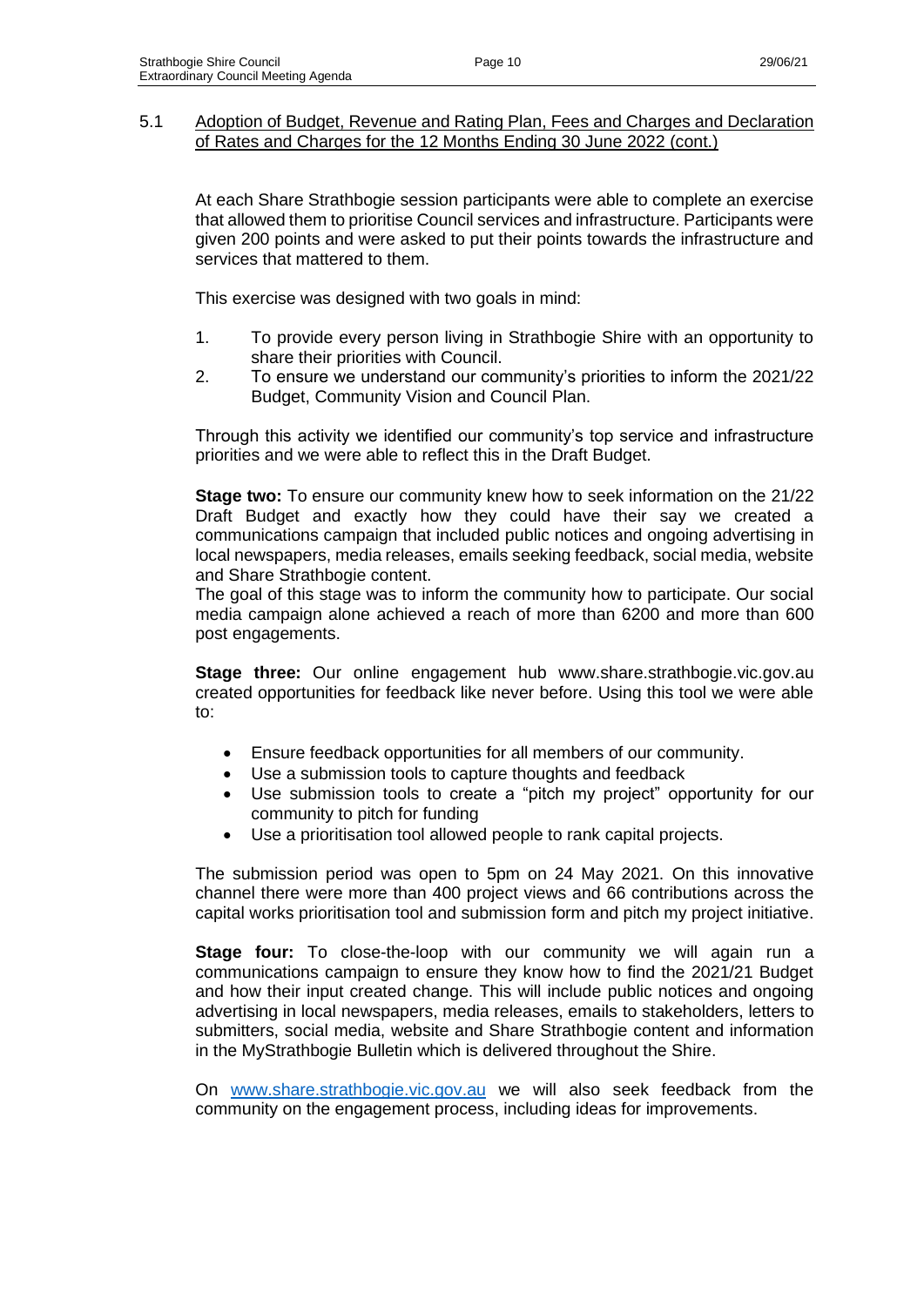## 5.1 Adoption of Budget, Revenue and Rating Plan, Fees and Charges and Declaration of Rates and Charges for the 12 Months Ending 30 June 2022 (cont.)

At each Share Strathbogie session participants were able to complete an exercise that allowed them to prioritise Council services and infrastructure. Participants were given 200 points and were asked to put their points towards the infrastructure and services that mattered to them.

This exercise was designed with two goals in mind:

1. To provide every person living in Strathbogie Shire with an opportunity to share their priorities with Council.
2. To ensure we understand our community's priorities to inform the 2021/22 Budget, Community Vision and Council Plan.

Through this activity we identified our community's top service and infrastructure priorities and we were able to reflect this in the Draft Budget.

**Stage two:** To ensure our community knew how to seek information on the 21/22 Draft Budget and exactly how they could have their say we created a communications campaign that included public notices and ongoing advertising in local newspapers, media releases, emails seeking feedback, social media, website and Share Strathbogie content.

The goal of this stage was to inform the community how to participate. Our social media campaign alone achieved a reach of more than 6200 and more than 600 post engagements.

**Stage three:** Our online engagement hub www.share.strathbogie.vic.gov.au created opportunities for feedback like never before. Using this tool we were able to:

- Ensure feedback opportunities for all members of our community.
- Use a submission tools to capture thoughts and feedback
- Use submission tools to create a "pitch my project" opportunity for our community to pitch for funding
- Use a prioritisation tool allowed people to rank capital projects.

The submission period was open to 5pm on 24 May 2021. On this innovative channel there were more than 400 project views and 66 contributions across the capital works prioritisation tool and submission form and pitch my project initiative.

**Stage four:** To close-the-loop with our community we will again run a communications campaign to ensure they know how to find the 2021/21 Budget and how their input created change. This will include public notices and ongoing advertising in local newspapers, media releases, emails to stakeholders, letters to submitters, social media, website and Share Strathbogie content and information in the MyStrathbogie Bulletin which is delivered throughout the Shire.

On [www.share.strathbogie.vic.gov.au](http://www.share.strathbogie.vic.gov.au) we will also seek feedback from the community on the engagement process, including ideas for improvements.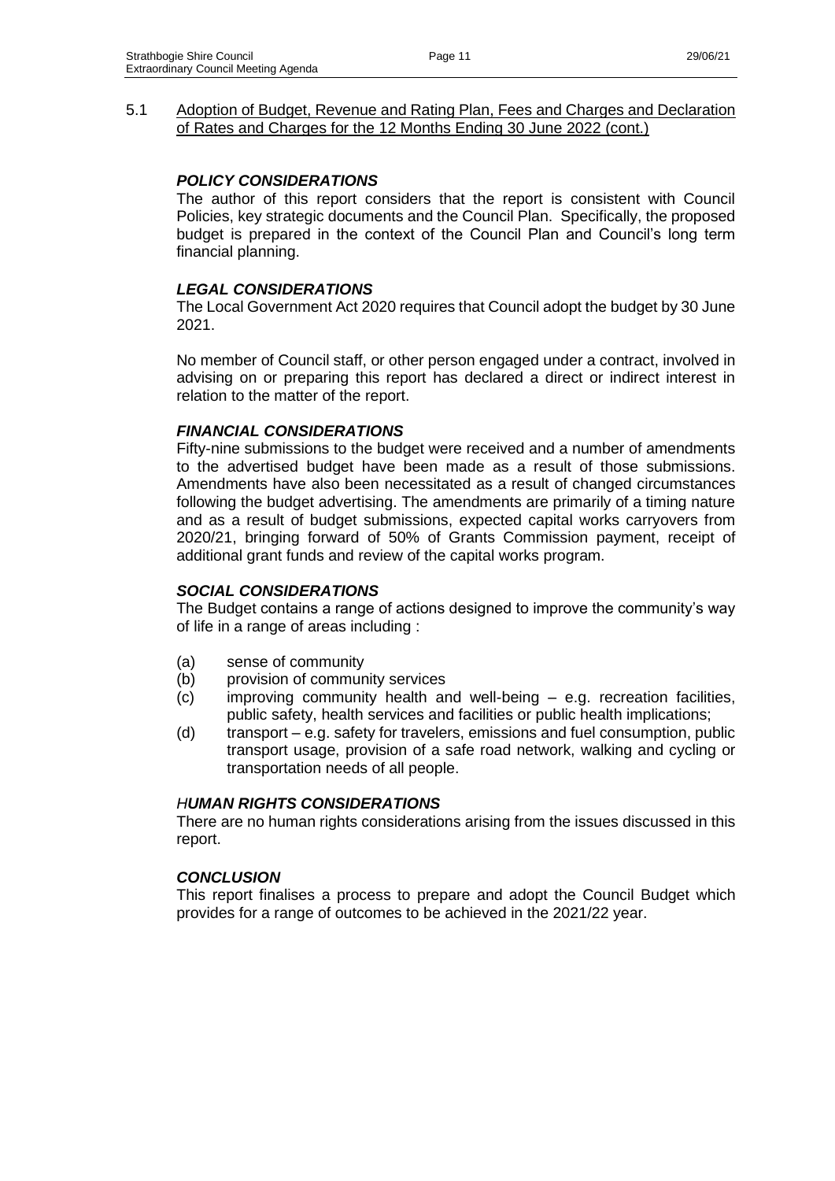5.1 Adoption of Budget, Revenue and Rating Plan, Fees and Charges and Declaration of Rates and Charges for the 12 Months Ending 30 June 2022 (cont.)

### *POLICY CONSIDERATIONS*

The author of this report considers that the report is consistent with Council Policies, key strategic documents and the Council Plan. Specifically, the proposed budget is prepared in the context of the Council Plan and Council's long term financial planning.

### *LEGAL CONSIDERATIONS*

The Local Government Act 2020 requires that Council adopt the budget by 30 June 2021.

No member of Council staff, or other person engaged under a contract, involved in advising on or preparing this report has declared a direct or indirect interest in relation to the matter of the report.

### *FINANCIAL CONSIDERATIONS*

Fifty-nine submissions to the budget were received and a number of amendments to the advertised budget have been made as a result of those submissions. Amendments have also been necessitated as a result of changed circumstances following the budget advertising. The amendments are primarily of a timing nature and as a result of budget submissions, expected capital works carryovers from 2020/21, bringing forward of 50% of Grants Commission payment, receipt of additional grant funds and review of the capital works program.

### *SOCIAL CONSIDERATIONS*

The Budget contains a range of actions designed to improve the community's way of life in a range of areas including :

(a) sense of community
(b) provision of community services
(c) improving community health and well-being – e.g. recreation facilities, public safety, health services and facilities or public health implications;
(d) transport – e.g. safety for travelers, emissions and fuel consumption, public transport usage, provision of a safe road network, walking and cycling or transportation needs of all people.

### *HUMAN RIGHTS CONSIDERATIONS*

There are no human rights considerations arising from the issues discussed in this report.

### *CONCLUSION*

This report finalises a process to prepare and adopt the Council Budget which provides for a range of outcomes to be achieved in the 2021/22 year.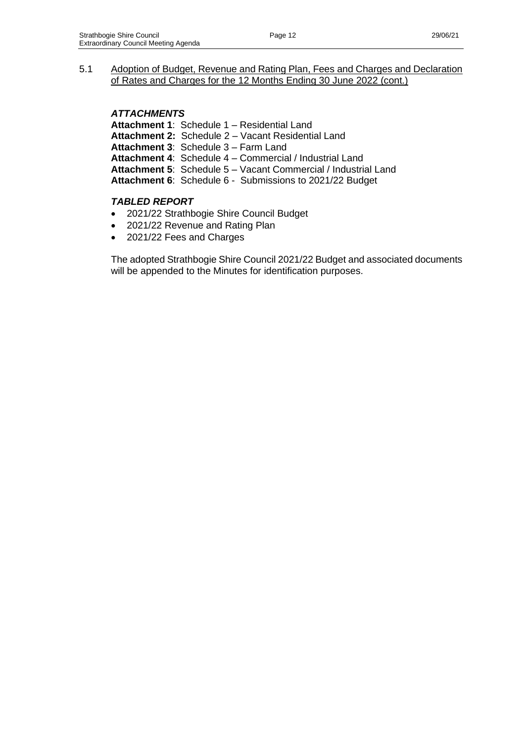5.1 Adoption of Budget, Revenue and Rating Plan, Fees and Charges and Declaration of Rates and Charges for the 12 Months Ending 30 June 2022 (cont.)

### *ATTACHMENTS*

**Attachment 1**: Schedule 1 – Residential Land
**Attachment 2:** Schedule 2 – Vacant Residential Land
**Attachment 3**: Schedule 3 – Farm Land
**Attachment 4**: Schedule 4 – Commercial / Industrial Land
**Attachment 5**: Schedule 5 – Vacant Commercial / Industrial Land
**Attachment 6**: Schedule 6 - Submissions to 2021/22 Budget

### *TABLED REPORT*

- 2021/22 Strathbogie Shire Council Budget
- 2021/22 Revenue and Rating Plan
- 2021/22 Fees and Charges

The adopted Strathbogie Shire Council 2021/22 Budget and associated documents will be appended to the Minutes for identification purposes.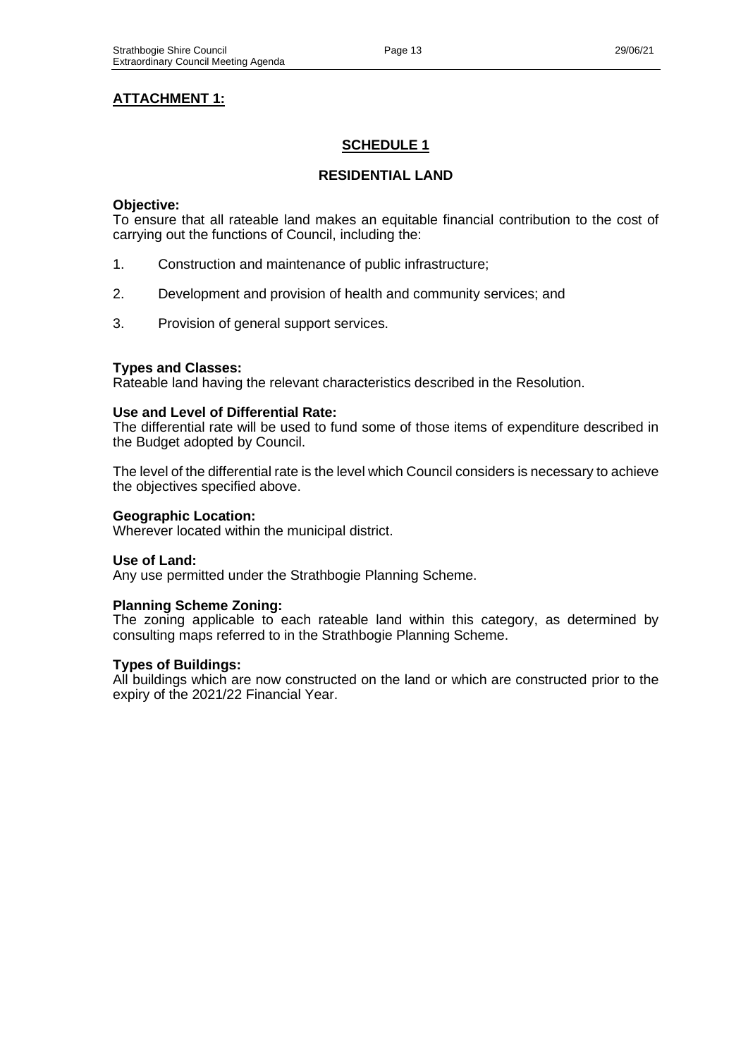**ATTACHMENT 1:**

## SCHEDULE 1

## RESIDENTIAL LAND

**Objective:**
To ensure that all rateable land makes an equitable financial contribution to the cost of carrying out the functions of Council, including the:

1. Construction and maintenance of public infrastructure;
2. Development and provision of health and community services; and
3. Provision of general support services.

**Types and Classes:**
Rateable land having the relevant characteristics described in the Resolution.

**Use and Level of Differential Rate:**
The differential rate will be used to fund some of those items of expenditure described in the Budget adopted by Council.

The level of the differential rate is the level which Council considers is necessary to achieve the objectives specified above.

**Geographic Location:**
Wherever located within the municipal district.

**Use of Land:**
Any use permitted under the Strathbogie Planning Scheme.

**Planning Scheme Zoning:**
The zoning applicable to each rateable land within this category, as determined by consulting maps referred to in the Strathbogie Planning Scheme.

**Types of Buildings:**
All buildings which are now constructed on the land or which are constructed prior to the expiry of the 2021/22 Financial Year.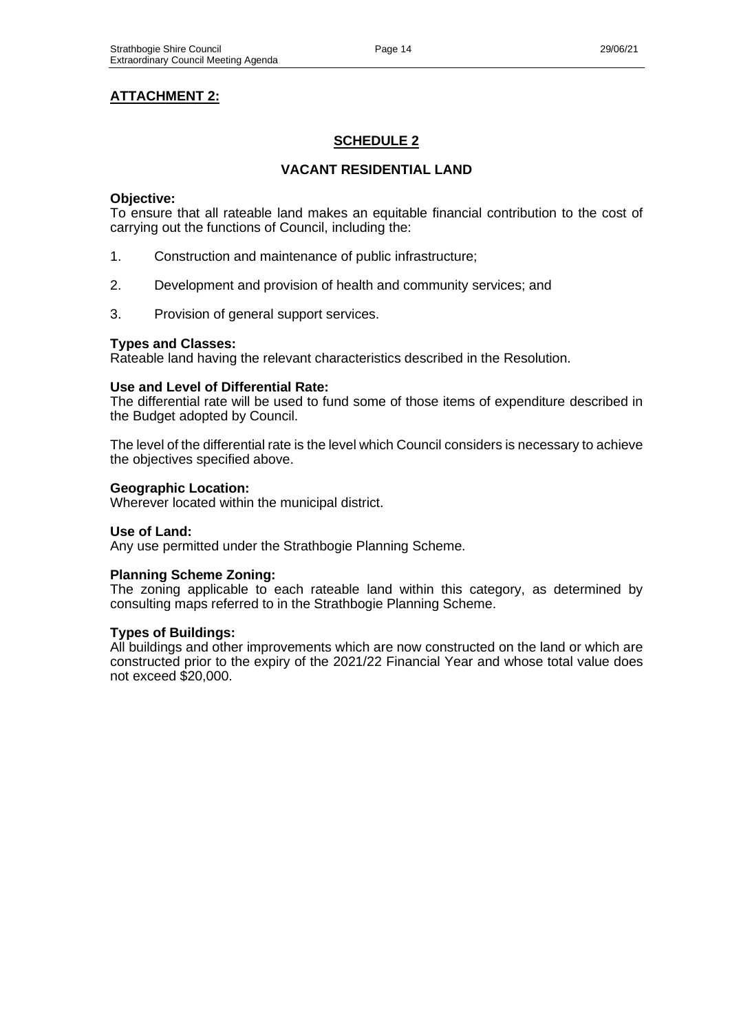**ATTACHMENT 2:**

## SCHEDULE 2

### VACANT RESIDENTIAL LAND

**Objective:**
To ensure that all rateable land makes an equitable financial contribution to the cost of carrying out the functions of Council, including the:

1. Construction and maintenance of public infrastructure;
2. Development and provision of health and community services; and
3. Provision of general support services.

**Types and Classes:**
Rateable land having the relevant characteristics described in the Resolution.

**Use and Level of Differential Rate:**
The differential rate will be used to fund some of those items of expenditure described in the Budget adopted by Council.

The level of the differential rate is the level which Council considers is necessary to achieve the objectives specified above.

**Geographic Location:**
Wherever located within the municipal district.

**Use of Land:**
Any use permitted under the Strathbogie Planning Scheme.

**Planning Scheme Zoning:**
The zoning applicable to each rateable land within this category, as determined by consulting maps referred to in the Strathbogie Planning Scheme.

**Types of Buildings:**
All buildings and other improvements which are now constructed on the land or which are constructed prior to the expiry of the 2021/22 Financial Year and whose total value does not exceed $20,000.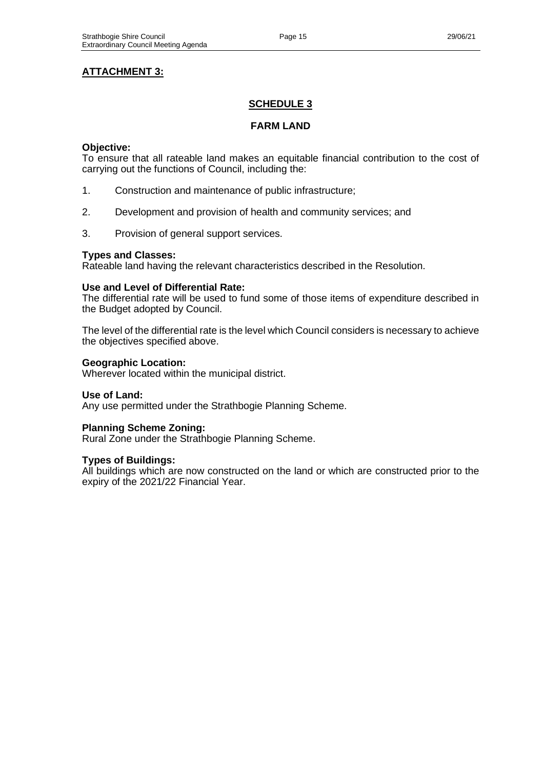**ATTACHMENT 3:**

## SCHEDULE 3

### FARM LAND

**Objective:**
To ensure that all rateable land makes an equitable financial contribution to the cost of carrying out the functions of Council, including the:

1. Construction and maintenance of public infrastructure;

2. Development and provision of health and community services; and

3. Provision of general support services.

**Types and Classes:**
Rateable land having the relevant characteristics described in the Resolution.

**Use and Level of Differential Rate:**
The differential rate will be used to fund some of those items of expenditure described in the Budget adopted by Council.

The level of the differential rate is the level which Council considers is necessary to achieve the objectives specified above.

**Geographic Location:**
Wherever located within the municipal district.

**Use of Land:**
Any use permitted under the Strathbogie Planning Scheme.

**Planning Scheme Zoning:**
Rural Zone under the Strathbogie Planning Scheme.

**Types of Buildings:**
All buildings which are now constructed on the land or which are constructed prior to the expiry of the 2021/22 Financial Year.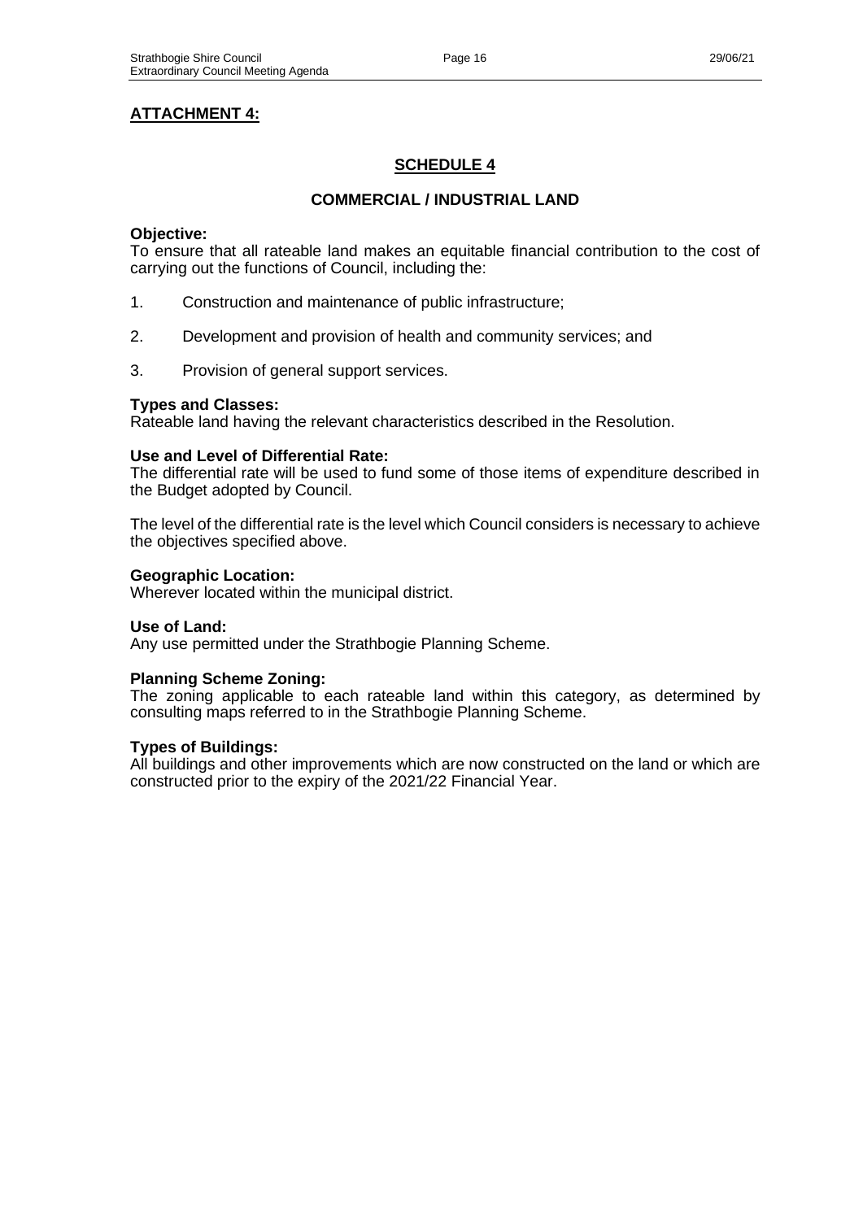**ATTACHMENT 4:**

## SCHEDULE 4

### COMMERCIAL / INDUSTRIAL LAND

**Objective:**
To ensure that all rateable land makes an equitable financial contribution to the cost of carrying out the functions of Council, including the:

1. Construction and maintenance of public infrastructure;
2. Development and provision of health and community services; and
3. Provision of general support services.

**Types and Classes:**
Rateable land having the relevant characteristics described in the Resolution.

**Use and Level of Differential Rate:**
The differential rate will be used to fund some of those items of expenditure described in the Budget adopted by Council.

The level of the differential rate is the level which Council considers is necessary to achieve the objectives specified above.

**Geographic Location:**
Wherever located within the municipal district.

**Use of Land:**
Any use permitted under the Strathbogie Planning Scheme.

**Planning Scheme Zoning:**
The zoning applicable to each rateable land within this category, as determined by consulting maps referred to in the Strathbogie Planning Scheme.

**Types of Buildings:**
All buildings and other improvements which are now constructed on the land or which are constructed prior to the expiry of the 2021/22 Financial Year.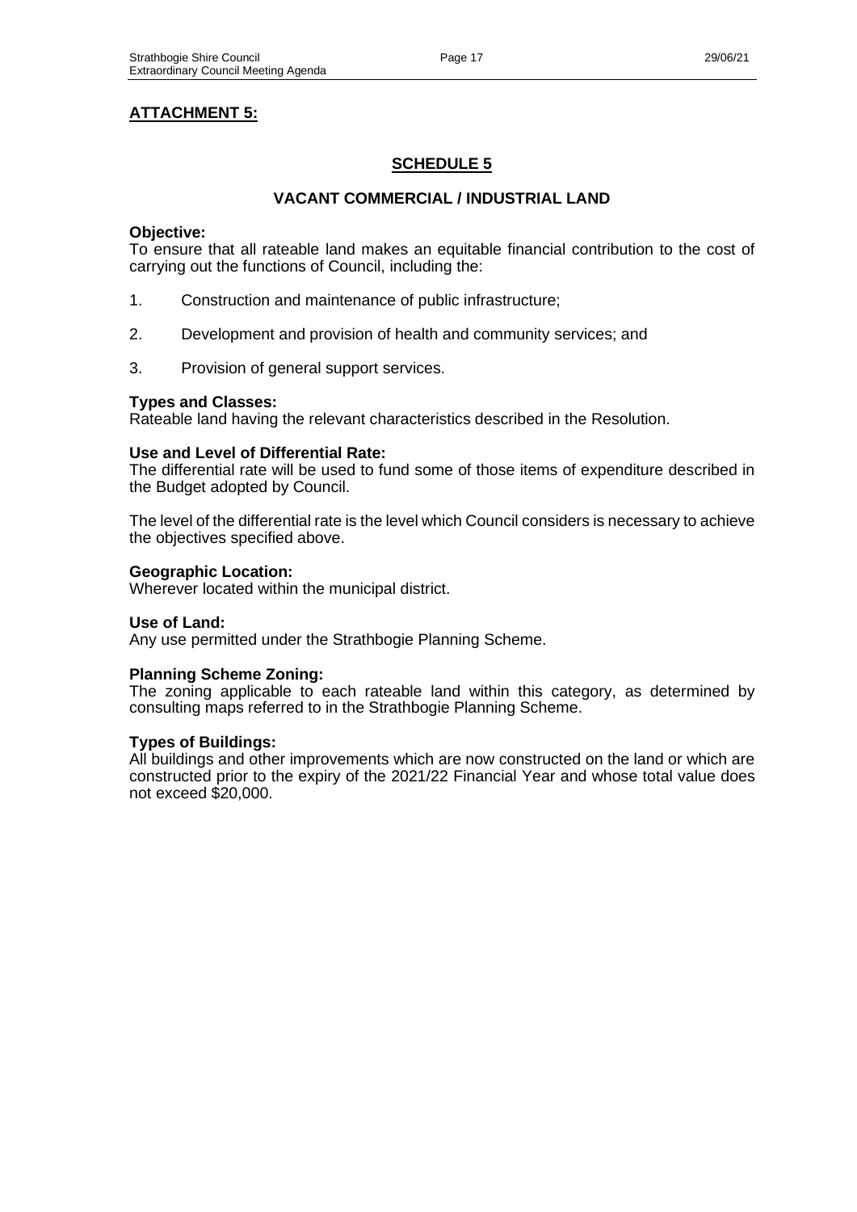**ATTACHMENT 5:**

## SCHEDULE 5

### VACANT COMMERCIAL / INDUSTRIAL LAND

**Objective:**
To ensure that all rateable land makes an equitable financial contribution to the cost of carrying out the functions of Council, including the:

1. Construction and maintenance of public infrastructure;
2. Development and provision of health and community services; and
3. Provision of general support services.

**Types and Classes:**
Rateable land having the relevant characteristics described in the Resolution.

**Use and Level of Differential Rate:**
The differential rate will be used to fund some of those items of expenditure described in the Budget adopted by Council.

The level of the differential rate is the level which Council considers is necessary to achieve the objectives specified above.

**Geographic Location:**
Wherever located within the municipal district.

**Use of Land:**
Any use permitted under the Strathbogie Planning Scheme.

**Planning Scheme Zoning:**
The zoning applicable to each rateable land within this category, as determined by consulting maps referred to in the Strathbogie Planning Scheme.

**Types of Buildings:**
All buildings and other improvements which are now constructed on the land or which are constructed prior to the expiry of the 2021/22 Financial Year and whose total value does not exceed $20,000.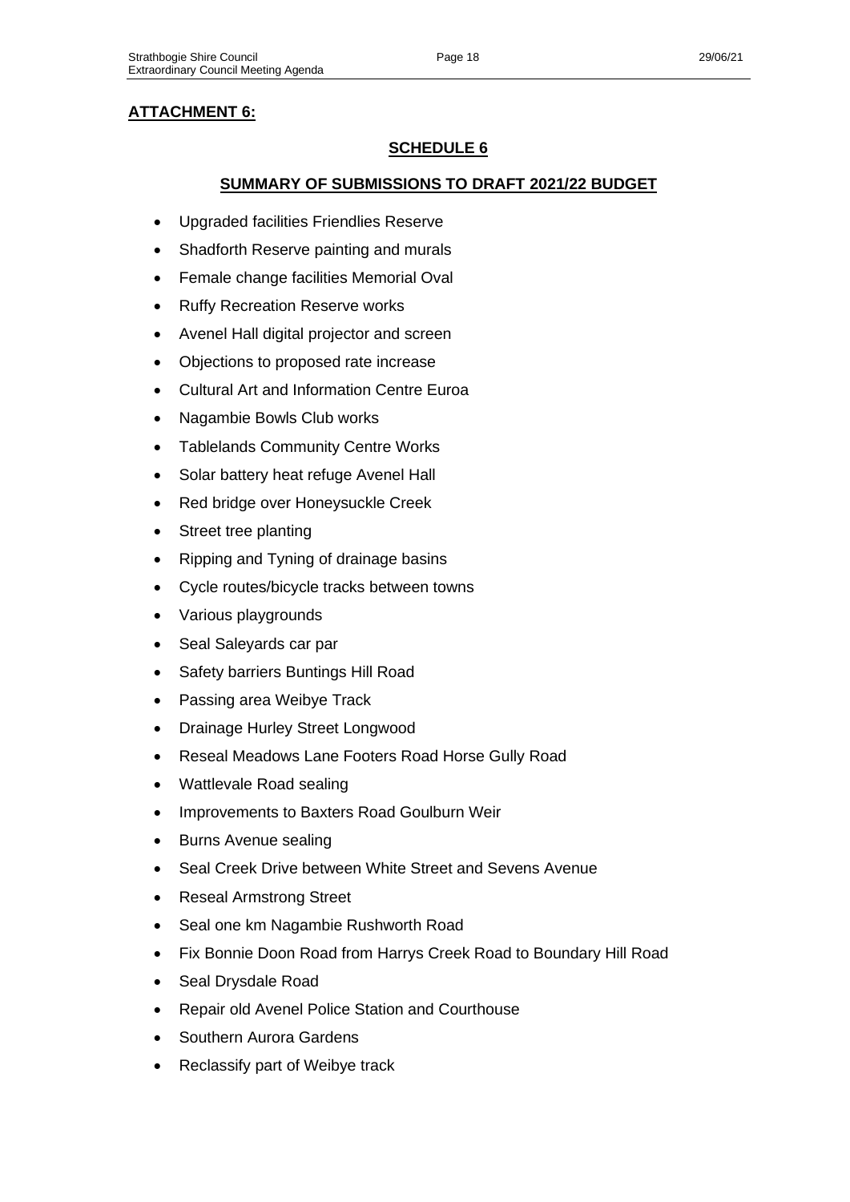**ATTACHMENT 6:**

## SCHEDULE 6

## SUMMARY OF SUBMISSIONS TO DRAFT 2021/22 BUDGET

- Upgraded facilities Friendlies Reserve
- Shadforth Reserve painting and murals
- Female change facilities Memorial Oval
- Ruffy Recreation Reserve works
- Avenel Hall digital projector and screen
- Objections to proposed rate increase
- Cultural Art and Information Centre Euroa
- Nagambie Bowls Club works
- Tablelands Community Centre Works
- Solar battery heat refuge Avenel Hall
- Red bridge over Honeysuckle Creek
- Street tree planting
- Ripping and Tyning of drainage basins
- Cycle routes/bicycle tracks between towns
- Various playgrounds
- Seal Saleyards car par
- Safety barriers Buntings Hill Road
- Passing area Weibye Track
- Drainage Hurley Street Longwood
- Reseal Meadows Lane Footers Road Horse Gully Road
- Wattlevale Road sealing
- Improvements to Baxters Road Goulburn Weir
- Burns Avenue sealing
- Seal Creek Drive between White Street and Sevens Avenue
- Reseal Armstrong Street
- Seal one km Nagambie Rushworth Road
- Fix Bonnie Doon Road from Harrys Creek Road to Boundary Hill Road
- Seal Drysdale Road
- Repair old Avenel Police Station and Courthouse
- Southern Aurora Gardens
- Reclassify part of Weibye track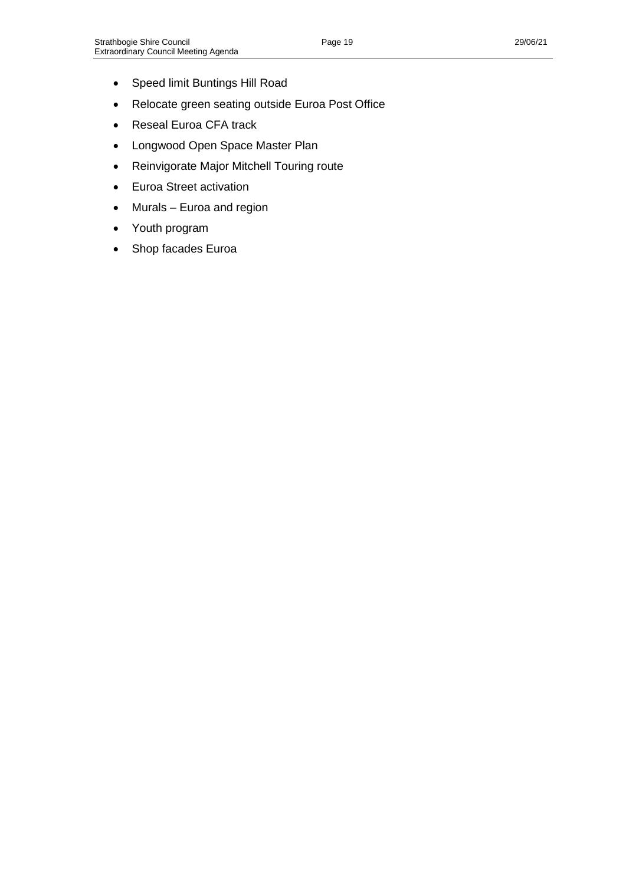- Speed limit Buntings Hill Road
- Relocate green seating outside Euroa Post Office
- Reseal Euroa CFA track
- Longwood Open Space Master Plan
- Reinvigorate Major Mitchell Touring route
- Euroa Street activation
- Murals – Euroa and region
- Youth program
- Shop facades Euroa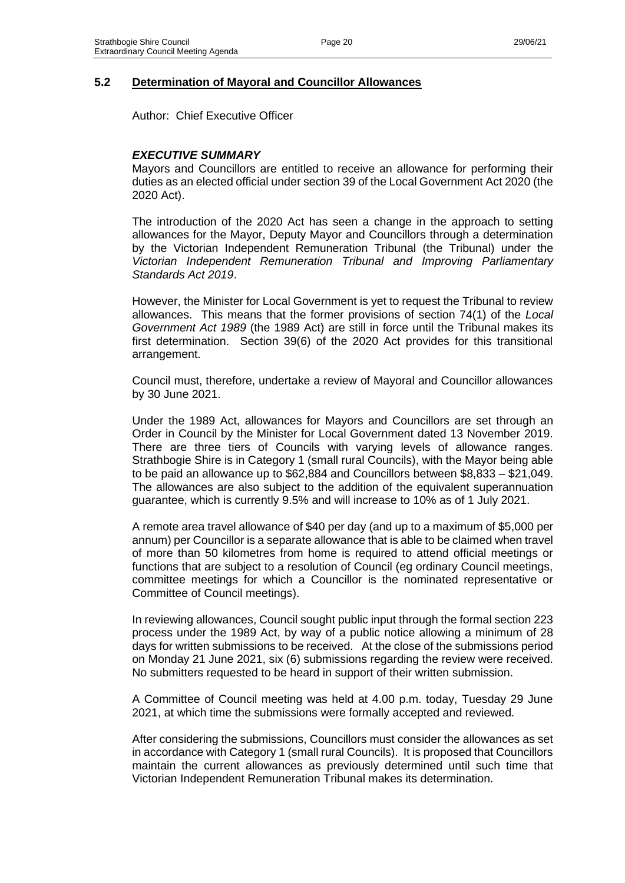## 5.2 Determination of Mayoral and Councillor Allowances

Author: Chief Executive Officer

### *EXECUTIVE SUMMARY*

Mayors and Councillors are entitled to receive an allowance for performing their duties as an elected official under section 39 of the Local Government Act 2020 (the 2020 Act).

The introduction of the 2020 Act has seen a change in the approach to setting allowances for the Mayor, Deputy Mayor and Councillors through a determination by the Victorian Independent Remuneration Tribunal (the Tribunal) under the *Victorian Independent Remuneration Tribunal and Improving Parliamentary Standards Act 2019*.

However, the Minister for Local Government is yet to request the Tribunal to review allowances. This means that the former provisions of section 74(1) of the *Local Government Act 1989* (the 1989 Act) are still in force until the Tribunal makes its first determination. Section 39(6) of the 2020 Act provides for this transitional arrangement.

Council must, therefore, undertake a review of Mayoral and Councillor allowances by 30 June 2021.

Under the 1989 Act, allowances for Mayors and Councillors are set through an Order in Council by the Minister for Local Government dated 13 November 2019. There are three tiers of Councils with varying levels of allowance ranges. Strathbogie Shire is in Category 1 (small rural Councils), with the Mayor being able to be paid an allowance up to $62,884 and Councillors between $8,833 – $21,049. The allowances are also subject to the addition of the equivalent superannuation guarantee, which is currently 9.5% and will increase to 10% as of 1 July 2021.

A remote area travel allowance of $40 per day (and up to a maximum of $5,000 per annum) per Councillor is a separate allowance that is able to be claimed when travel of more than 50 kilometres from home is required to attend official meetings or functions that are subject to a resolution of Council (eg ordinary Council meetings, committee meetings for which a Councillor is the nominated representative or Committee of Council meetings).

In reviewing allowances, Council sought public input through the formal section 223 process under the 1989 Act, by way of a public notice allowing a minimum of 28 days for written submissions to be received. At the close of the submissions period on Monday 21 June 2021, six (6) submissions regarding the review were received. No submitters requested to be heard in support of their written submission.

A Committee of Council meeting was held at 4.00 p.m. today, Tuesday 29 June 2021, at which time the submissions were formally accepted and reviewed.

After considering the submissions, Councillors must consider the allowances as set in accordance with Category 1 (small rural Councils). It is proposed that Councillors maintain the current allowances as previously determined until such time that Victorian Independent Remuneration Tribunal makes its determination.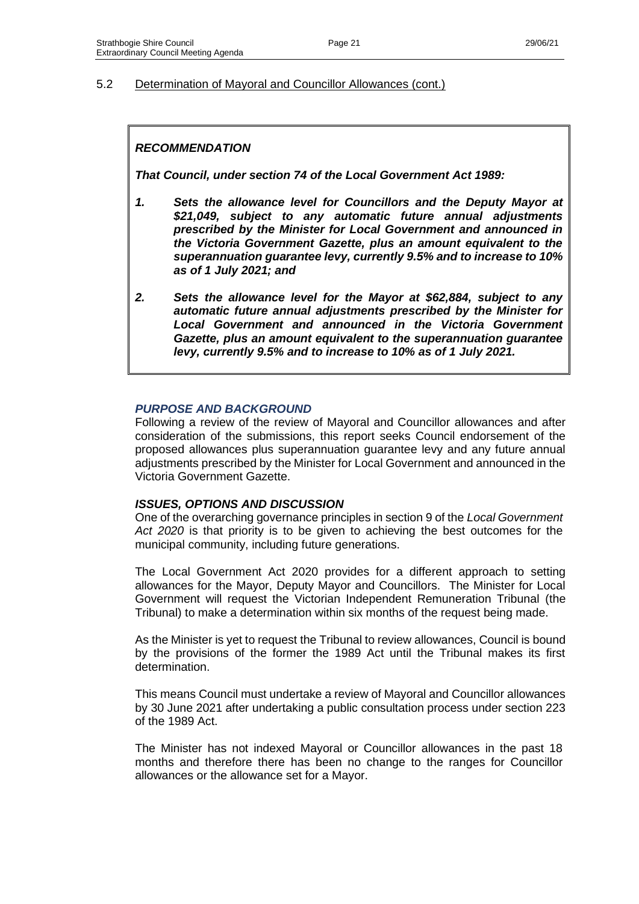## 5.2 Determination of Mayoral and Councillor Allowances (cont.)

***RECOMMENDATION***

***That Council, under section 74 of the Local Government Act 1989:***

1. ***Sets the allowance level for Councillors and the Deputy Mayor at \$21,049, subject to any automatic future annual adjustments prescribed by the Minister for Local Government and announced in the Victoria Government Gazette, plus an amount equivalent to the superannuation guarantee levy, currently 9.5% and to increase to 10% as of 1 July 2021; and***

2. ***Sets the allowance level for the Mayor at \$62,884, subject to any automatic future annual adjustments prescribed by the Minister for Local Government and announced in the Victoria Government Gazette, plus an amount equivalent to the superannuation guarantee levy, currently 9.5% and to increase to 10% as of 1 July 2021.***

### *PURPOSE AND BACKGROUND*

Following a review of the review of Mayoral and Councillor allowances and after consideration of the submissions, this report seeks Council endorsement of the proposed allowances plus superannuation guarantee levy and any future annual adjustments prescribed by the Minister for Local Government and announced in the Victoria Government Gazette.

### *ISSUES, OPTIONS AND DISCUSSION*

One of the overarching governance principles in section 9 of the *Local Government Act 2020* is that priority is to be given to achieving the best outcomes for the municipal community, including future generations.

The Local Government Act 2020 provides for a different approach to setting allowances for the Mayor, Deputy Mayor and Councillors. The Minister for Local Government will request the Victorian Independent Remuneration Tribunal (the Tribunal) to make a determination within six months of the request being made.

As the Minister is yet to request the Tribunal to review allowances, Council is bound by the provisions of the former the 1989 Act until the Tribunal makes its first determination.

This means Council must undertake a review of Mayoral and Councillor allowances by 30 June 2021 after undertaking a public consultation process under section 223 of the 1989 Act.

The Minister has not indexed Mayoral or Councillor allowances in the past 18 months and therefore there has been no change to the ranges for Councillor allowances or the allowance set for a Mayor.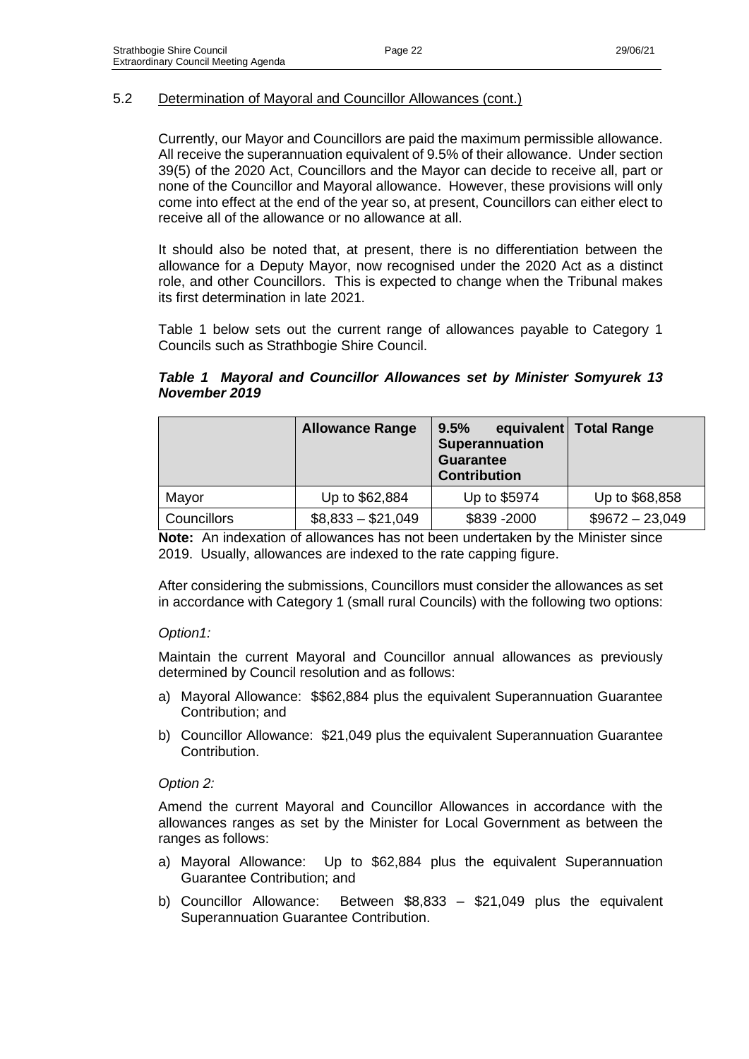## 5.2 Determination of Mayoral and Councillor Allowances (cont.)

Currently, our Mayor and Councillors are paid the maximum permissible allowance. All receive the superannuation equivalent of 9.5% of their allowance. Under section 39(5) of the 2020 Act, Councillors and the Mayor can decide to receive all, part or none of the Councillor and Mayoral allowance. However, these provisions will only come into effect at the end of the year so, at present, Councillors can either elect to receive all of the allowance or no allowance at all.

It should also be noted that, at present, there is no differentiation between the allowance for a Deputy Mayor, now recognised under the 2020 Act as a distinct role, and other Councillors. This is expected to change when the Tribunal makes its first determination in late 2021.

Table 1 below sets out the current range of allowances payable to Category 1 Councils such as Strathbogie Shire Council.

***Table 1 Mayoral and Councillor Allowances set by Minister Somyurek 13 November 2019***

| | **Allowance Range** | **9.5% equivalent Superannuation Guarantee Contribution** | **Total Range** |
|---|---|---|---|
| Mayor | Up to $62,884 | Up to $5974 | Up to $68,858 |
| Councillors | $8,833 – $21,049 | $839 -2000 | $9672 – 23,049 |

**Note:** An indexation of allowances has not been undertaken by the Minister since 2019. Usually, allowances are indexed to the rate capping figure.

After considering the submissions, Councillors must consider the allowances as set in accordance with Category 1 (small rural Councils) with the following two options:

*Option1:*

Maintain the current Mayoral and Councillor annual allowances as previously determined by Council resolution and as follows:

a) Mayoral Allowance: $$62,884 plus the equivalent Superannuation Guarantee Contribution; and
b) Councillor Allowance: $21,049 plus the equivalent Superannuation Guarantee Contribution.

*Option 2:*

Amend the current Mayoral and Councillor Allowances in accordance with the allowances ranges as set by the Minister for Local Government as between the ranges as follows:

a) Mayoral Allowance: Up to $62,884 plus the equivalent Superannuation Guarantee Contribution; and
b) Councillor Allowance: Between $8,833 – $21,049 plus the equivalent Superannuation Guarantee Contribution.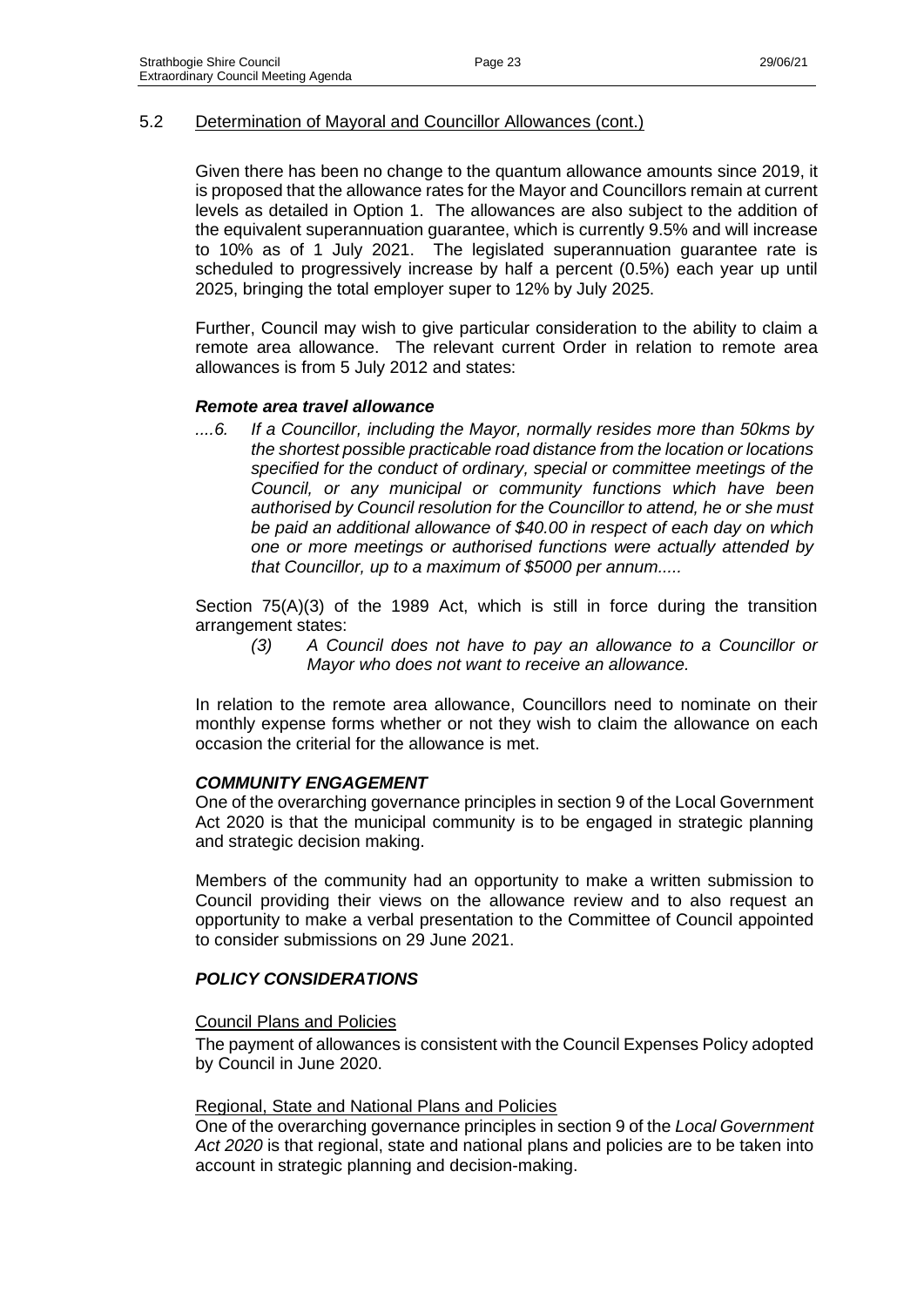## 5.2 Determination of Mayoral and Councillor Allowances (cont.)

Given there has been no change to the quantum allowance amounts since 2019, it is proposed that the allowance rates for the Mayor and Councillors remain at current levels as detailed in Option 1. The allowances are also subject to the addition of the equivalent superannuation guarantee, which is currently 9.5% and will increase to 10% as of 1 July 2021. The legislated superannuation guarantee rate is scheduled to progressively increase by half a percent (0.5%) each year up until 2025, bringing the total employer super to 12% by July 2025.

Further, Council may wish to give particular consideration to the ability to claim a remote area allowance. The relevant current Order in relation to remote area allowances is from 5 July 2012 and states:

***Remote area travel allowance***

*....6. If a Councillor, including the Mayor, normally resides more than 50kms by the shortest possible practicable road distance from the location or locations specified for the conduct of ordinary, special or committee meetings of the Council, or any municipal or community functions which have been authorised by Council resolution for the Councillor to attend, he or she must be paid an additional allowance of $40.00 in respect of each day on which one or more meetings or authorised functions were actually attended by that Councillor, up to a maximum of $5000 per annum.....*

Section 75(A)(3) of the 1989 Act, which is still in force during the transition arrangement states:

> *(3) A Council does not have to pay an allowance to a Councillor or Mayor who does not want to receive an allowance.*

In relation to the remote area allowance, Councillors need to nominate on their monthly expense forms whether or not they wish to claim the allowance on each occasion the criterial for the allowance is met.

### *COMMUNITY ENGAGEMENT*

One of the overarching governance principles in section 9 of the Local Government Act 2020 is that the municipal community is to be engaged in strategic planning and strategic decision making.

Members of the community had an opportunity to make a written submission to Council providing their views on the allowance review and to also request an opportunity to make a verbal presentation to the Committee of Council appointed to consider submissions on 29 June 2021.

### *POLICY CONSIDERATIONS*

#### Council Plans and Policies

The payment of allowances is consistent with the Council Expenses Policy adopted by Council in June 2020.

#### Regional, State and National Plans and Policies

One of the overarching governance principles in section 9 of the *Local Government Act 2020* is that regional, state and national plans and policies are to be taken into account in strategic planning and decision-making.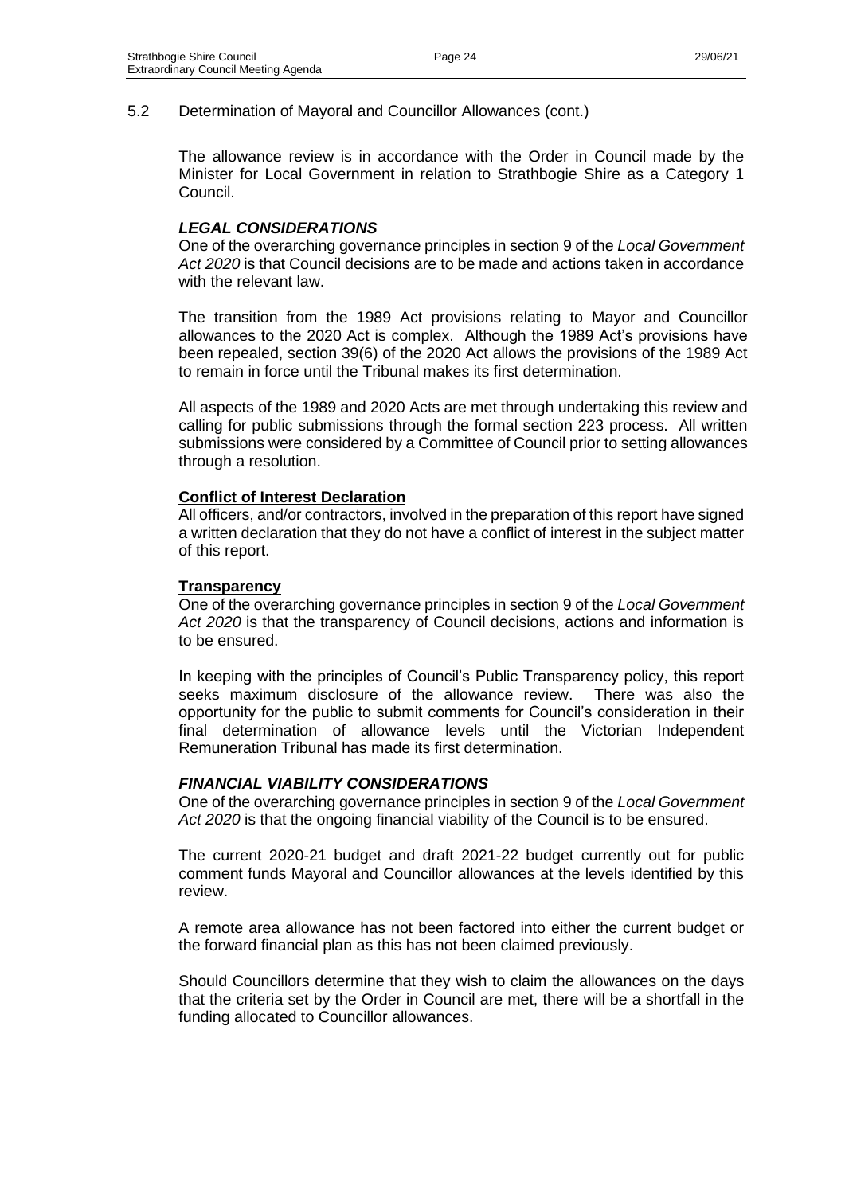## 5.2 Determination of Mayoral and Councillor Allowances (cont.)

The allowance review is in accordance with the Order in Council made by the Minister for Local Government in relation to Strathbogie Shire as a Category 1 Council.

### *LEGAL CONSIDERATIONS*

One of the overarching governance principles in section 9 of the *Local Government Act 2020* is that Council decisions are to be made and actions taken in accordance with the relevant law.

The transition from the 1989 Act provisions relating to Mayor and Councillor allowances to the 2020 Act is complex. Although the 1989 Act's provisions have been repealed, section 39(6) of the 2020 Act allows the provisions of the 1989 Act to remain in force until the Tribunal makes its first determination.

All aspects of the 1989 and 2020 Acts are met through undertaking this review and calling for public submissions through the formal section 223 process. All written submissions were considered by a Committee of Council prior to setting allowances through a resolution.

#### Conflict of Interest Declaration

All officers, and/or contractors, involved in the preparation of this report have signed a written declaration that they do not have a conflict of interest in the subject matter of this report.

#### Transparency

One of the overarching governance principles in section 9 of the *Local Government Act 2020* is that the transparency of Council decisions, actions and information is to be ensured.

In keeping with the principles of Council's Public Transparency policy, this report seeks maximum disclosure of the allowance review. There was also the opportunity for the public to submit comments for Council's consideration in their final determination of allowance levels until the Victorian Independent Remuneration Tribunal has made its first determination.

### *FINANCIAL VIABILITY CONSIDERATIONS*

One of the overarching governance principles in section 9 of the *Local Government Act 2020* is that the ongoing financial viability of the Council is to be ensured.

The current 2020-21 budget and draft 2021-22 budget currently out for public comment funds Mayoral and Councillor allowances at the levels identified by this review.

A remote area allowance has not been factored into either the current budget or the forward financial plan as this has not been claimed previously.

Should Councillors determine that they wish to claim the allowances on the days that the criteria set by the Order in Council are met, there will be a shortfall in the funding allocated to Councillor allowances.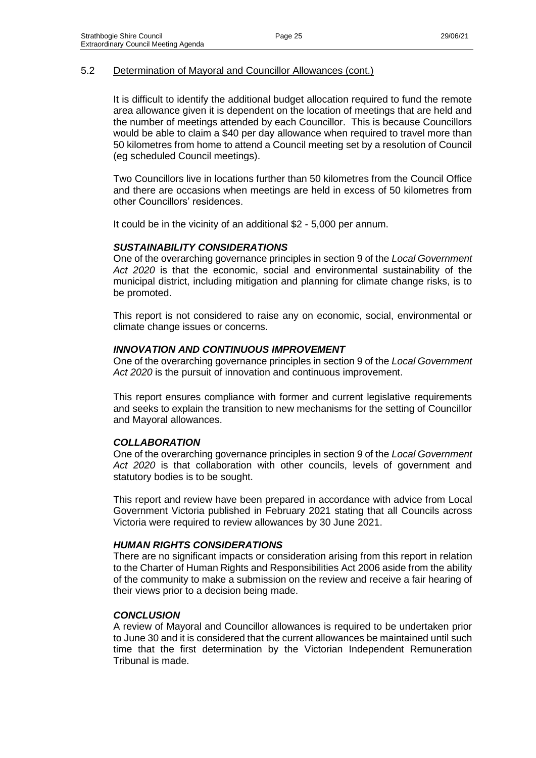## 5.2 Determination of Mayoral and Councillor Allowances (cont.)

It is difficult to identify the additional budget allocation required to fund the remote area allowance given it is dependent on the location of meetings that are held and the number of meetings attended by each Councillor. This is because Councillors would be able to claim a $40 per day allowance when required to travel more than 50 kilometres from home to attend a Council meeting set by a resolution of Council (eg scheduled Council meetings).

Two Councillors live in locations further than 50 kilometres from the Council Office and there are occasions when meetings are held in excess of 50 kilometres from other Councillors' residences.

It could be in the vicinity of an additional $2 - 5,000 per annum.

### *SUSTAINABILITY CONSIDERATIONS*

One of the overarching governance principles in section 9 of the *Local Government Act 2020* is that the economic, social and environmental sustainability of the municipal district, including mitigation and planning for climate change risks, is to be promoted.

This report is not considered to raise any on economic, social, environmental or climate change issues or concerns.

### *INNOVATION AND CONTINUOUS IMPROVEMENT*

One of the overarching governance principles in section 9 of the *Local Government Act 2020* is the pursuit of innovation and continuous improvement.

This report ensures compliance with former and current legislative requirements and seeks to explain the transition to new mechanisms for the setting of Councillor and Mayoral allowances.

### *COLLABORATION*

One of the overarching governance principles in section 9 of the *Local Government Act 2020* is that collaboration with other councils, levels of government and statutory bodies is to be sought.

This report and review have been prepared in accordance with advice from Local Government Victoria published in February 2021 stating that all Councils across Victoria were required to review allowances by 30 June 2021.

### *HUMAN RIGHTS CONSIDERATIONS*

There are no significant impacts or consideration arising from this report in relation to the Charter of Human Rights and Responsibilities Act 2006 aside from the ability of the community to make a submission on the review and receive a fair hearing of their views prior to a decision being made.

### *CONCLUSION*

A review of Mayoral and Councillor allowances is required to be undertaken prior to June 30 and it is considered that the current allowances be maintained until such time that the first determination by the Victorian Independent Remuneration Tribunal is made.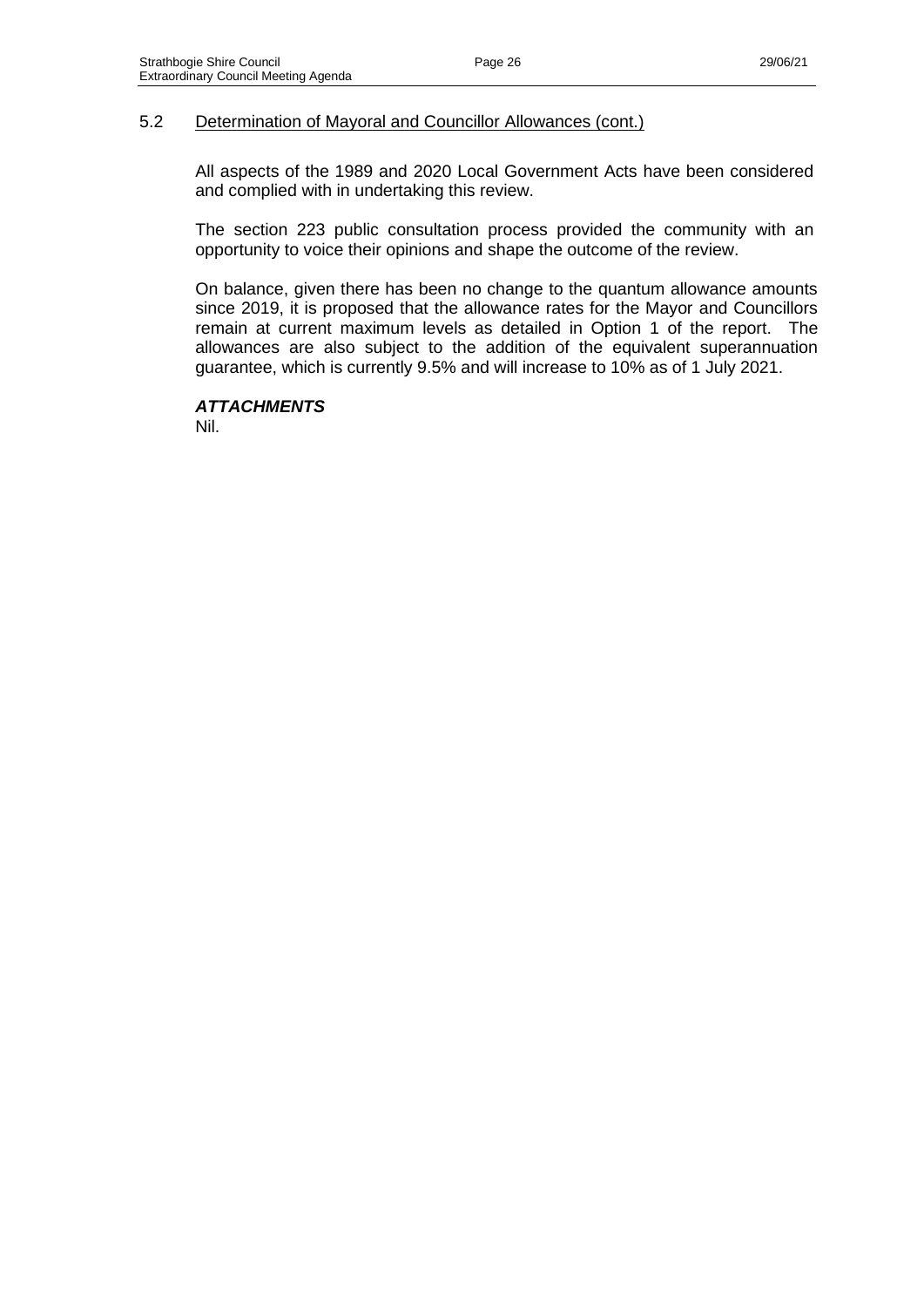## 5.2 Determination of Mayoral and Councillor Allowances (cont.)

All aspects of the 1989 and 2020 Local Government Acts have been considered and complied with in undertaking this review.

The section 223 public consultation process provided the community with an opportunity to voice their opinions and shape the outcome of the review.

On balance, given there has been no change to the quantum allowance amounts since 2019, it is proposed that the allowance rates for the Mayor and Councillors remain at current maximum levels as detailed in Option 1 of the report. The allowances are also subject to the addition of the equivalent superannuation guarantee, which is currently 9.5% and will increase to 10% as of 1 July 2021.

***ATTACHMENTS***

Nil.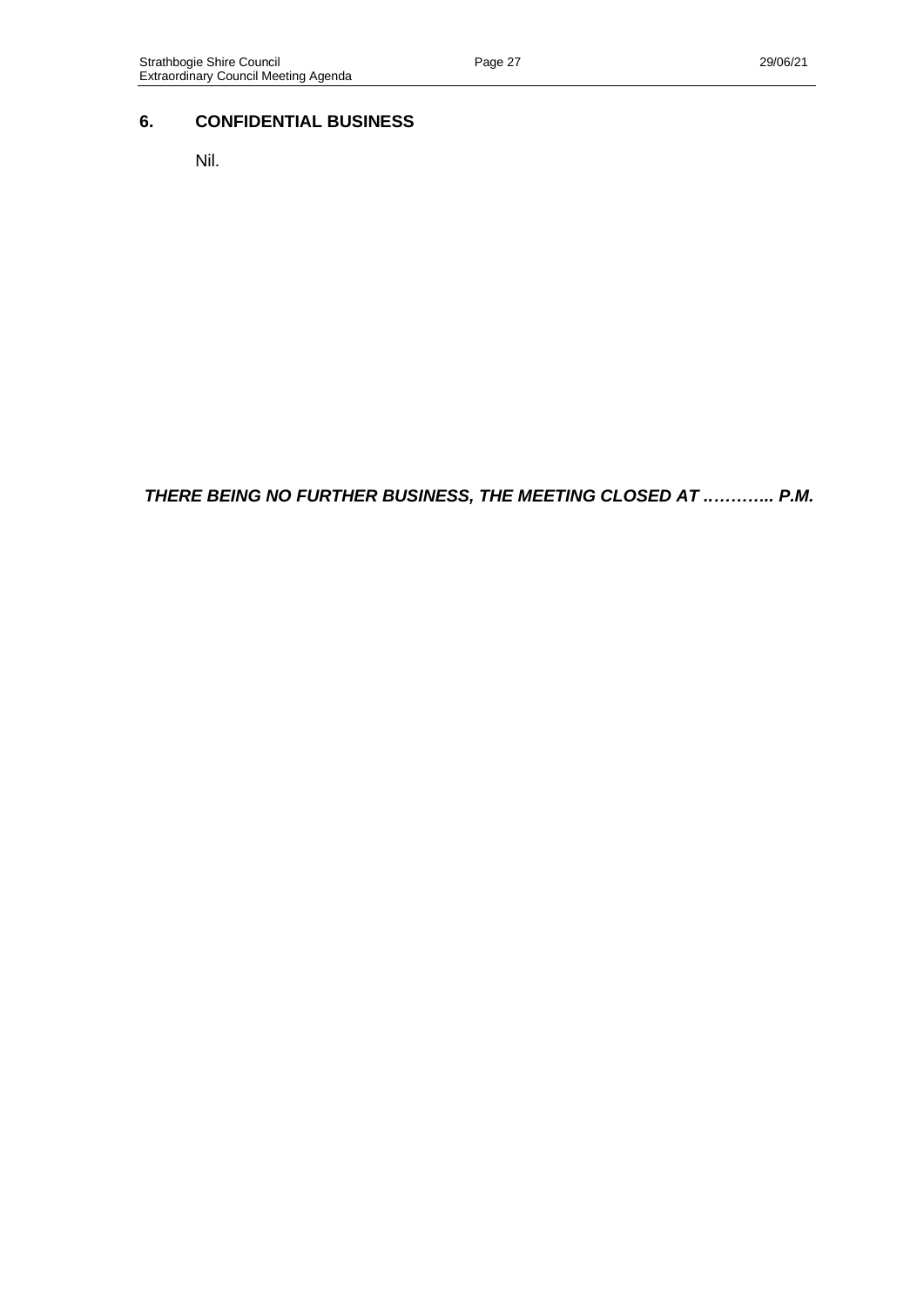## 6. CONFIDENTIAL BUSINESS

Nil.

***THERE BEING NO FURTHER BUSINESS, THE MEETING CLOSED AT ………... P.M.***